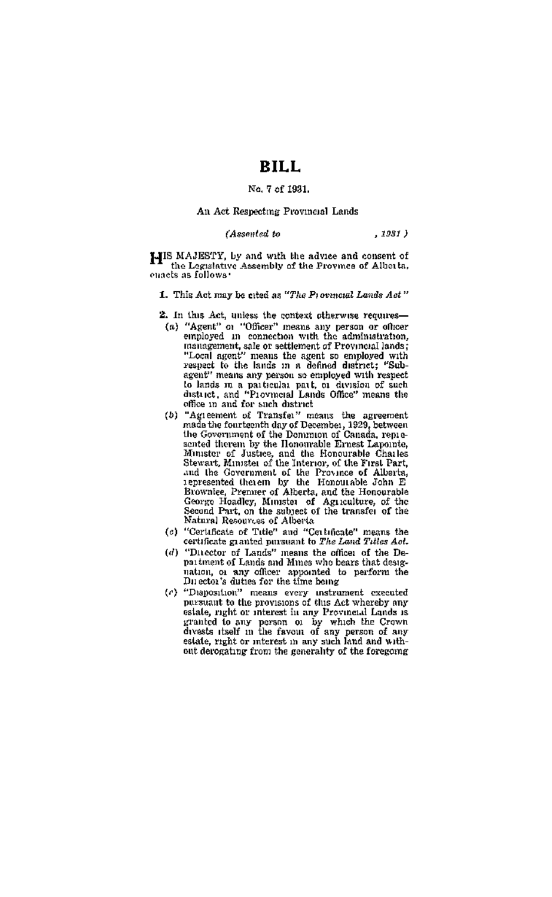# BILL

No. 7 of 1931.

An Act Respecting Provincial Lands

*(Assented to , 1931 )*

HIS MAJESTY, by and with the advice and consent of the Legislative Assembly of the Province of Alberta, enacts as follows:

**1.** This Act may be cited as *"The Provincial Lands Act"*

**2.** In this Act, unless the context otherwise requires—

(*a*) "Agent" or "Officer" means any person or officer employed in connection with the administration, management, sale or settlement of Provincial lands; "Local agent" means the agent so employed with respect to the lands in a defined district; "Sub-agent" means any person so employed with respect to lands in a particular part, or division of such district, and "Provincial Lands Office" means the office in and for such district

(*b*) "Agreement of Transfer" means the agreement made the fourteenth day of December, 1929, between the Government of the Dominion of Canada, represented therein by the Honourable Ernest Lapointe, Minister of Justice, and the Honourable Charles Stewart, Minister of the Interior, of the First Part, and the Government of the Province of Alberta, represented therein by the Honourable John E Brownlee, Premier of Alberta, and the Honourable George Hoadley, Minister of Agriculture, of the Second Part, on the subject of the transfer of the Natural Resources of Alberta

(*c*) "Certificate of Title" and "Certificate" means the certificate granted pursuant to *The Land Titles Act.*

(*d*) "Director of Lands" means the officer of the Department of Lands and Mines who bears that designation, or any officer appointed to perform the Director's duties for the time being

(*e*) "Disposition" means every instrument executed pursuant to the provisions of this Act whereby any estate, right or interest in any Provincial Lands is granted to any person or by which the Crown divests itself in the favour of any person of any estate, right or interest in any such land and without derogating from the generality of the foregoing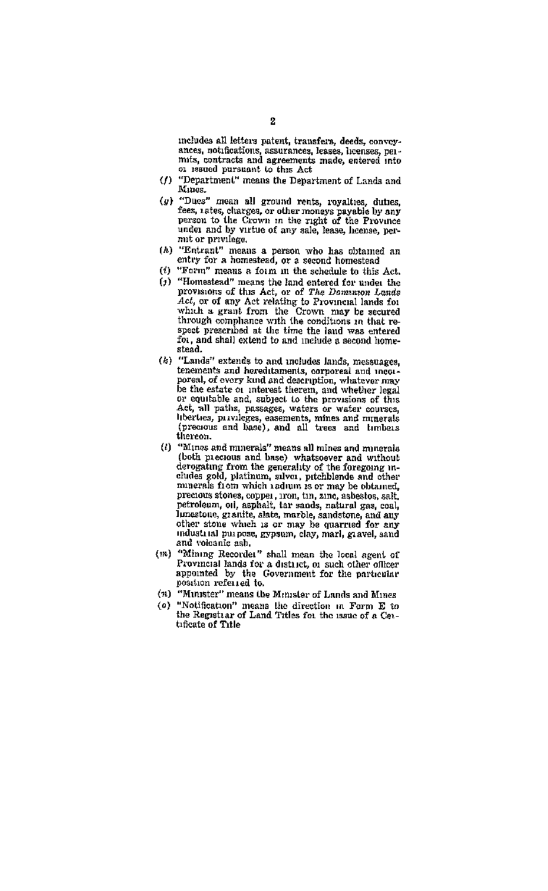includes all letters patent, transfers, deeds, conveyances, notifications, assurances, leases, licenses, permits, contracts and agreements made, entered into or issued pursuant to this Act

(f) "Department" means the Department of Lands and Mines.

(g) "Dues" mean all ground rents, royalties, duties, fees, rates, charges, or other moneys payable by any person to the Crown in the right of the Province under and by virtue of any sale, lease, license, permit or privilege.

(h) "Entrant" means a person who has obtained an entry for a homestead, or a second homestead

(i) "Form" means a form in the schedule to this Act.

(j) "Homestead" means the land entered for under the provisions of this Act, or of *The Dominion Lands Act*, or of any Act relating to Provincial lands for which a grant from the Crown may be secured through compliance with the conditions in that respect prescribed at the time the land was entered for, and shall extend to and include a second homestead.

(k) "Lands" extends to and includes lands, messuages, tenements and hereditaments, corporeal and incorporeal, of every kind and description, whatever may be the estate or interest therein, and whether legal or equitable and, subject to the provisions of this Act, all paths, passages, waters or water courses, liberties, privileges, easements, mines and minerals (precious and base), and all trees and timbers thereon.

(l) "Mines and minerals" means all mines and minerals (both precious and base) whatsoever and without derogating from the generality of the foregoing includes gold, platinum, silver, pitchblende and other minerals from which radium is or may be obtained, precious stones, copper, iron, tin, zinc, asbestos, salt, petroleum, oil, asphalt, tar sands, natural gas, coal, limestone, granite, slate, marble, sandstone, and any other stone which is or may be quarried for any industrial purpose, gypsum, clay, marl, gravel, sand and volcanic ash.

(m) "Mining Recorder" shall mean the local agent of Provincial lands for a district, or such other officer appointed by the Government for the particular position referred to.

(n) "Minister" means the Minister of Lands and Mines

(o) "Notification" means the direction in Form E to the Registrar of Land Titles for the issue of a Certificate of Title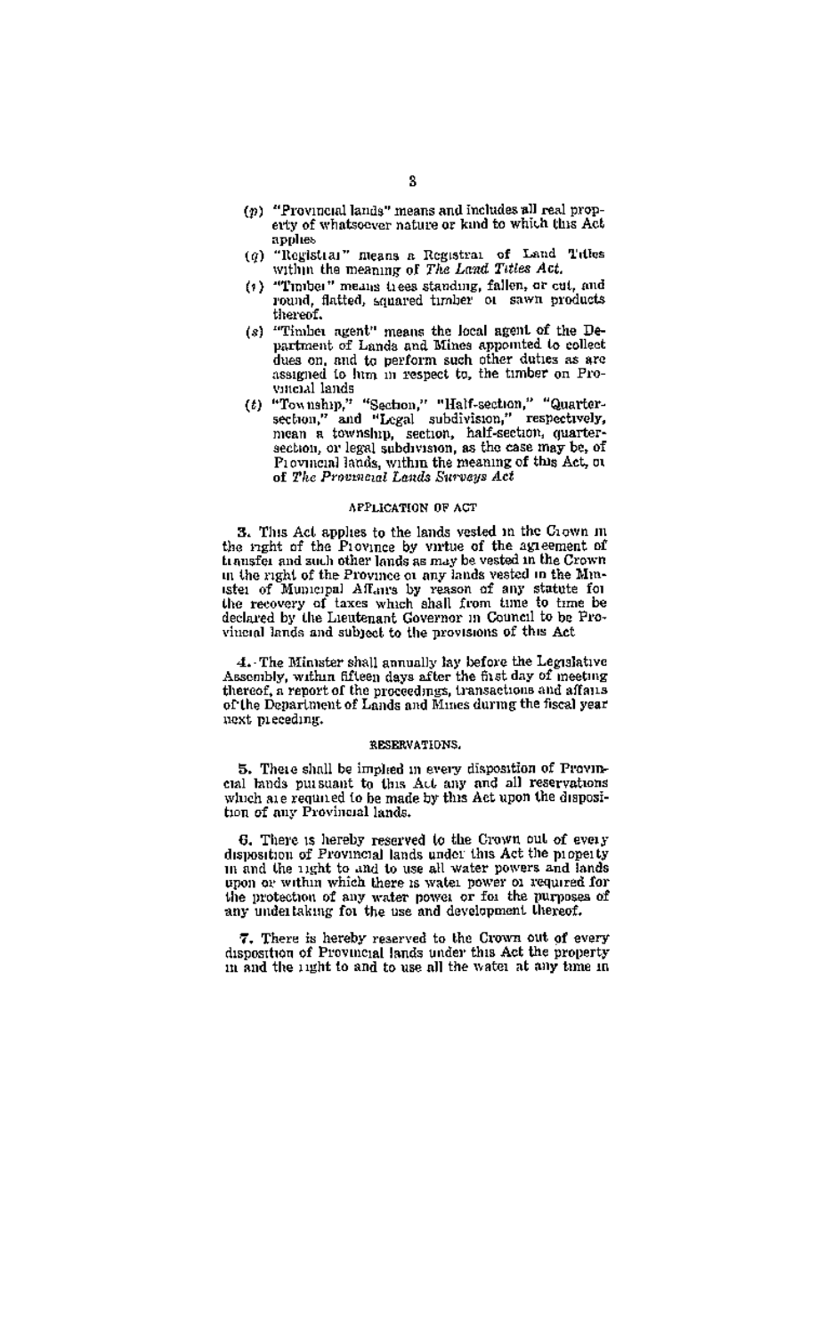(p) "Provincial lands" means and includes all real property of whatsoever nature or kind to which this Act applies

(q) "Registrar" means a Registrar of Land Titles within the meaning of *The Land Titles Act*.

(r) "Timber" means trees standing, fallen, or cut, and round, flatted, squared timber or sawn products thereof.

(s) "Timber agent" means the local agent of the Department of Lands and Mines appointed to collect dues on, and to perform such other duties as are assigned to him in respect to, the timber on Provincial lands

(t) "Township," "Section," "Half-section," "Quarter-section," and "Legal subdivision," respectively, mean a township, section, half-section, quarter-section, or legal subdivision, as the case may be, of Provincial lands, within the meaning of this Act, or of *The Provincial Lands Surveys Act*

## APPLICATION OF ACT

**3.** This Act applies to the lands vested in the Crown in the right of the Province by virtue of the agreement of transfer and such other lands as may be vested in the Crown in the right of the Province or any lands vested in the Minister of Municipal Affairs by reason of any statute for the recovery of taxes which shall from time to time be declared by the Lieutenant Governor in Council to be Provincial lands and subject to the provisions of this Act

**4.** The Minister shall annually lay before the Legislative Assembly, within fifteen days after the first day of meeting thereof, a report of the proceedings, transactions and affairs of the Department of Lands and Mines during the fiscal year next preceding.

## RESERVATIONS.

**5.** There shall be implied in every disposition of Provincial lands pursuant to this Act any and all reservations which are required to be made by this Act upon the disposition of any Provincial lands.

**6.** There is hereby reserved to the Crown out of every disposition of Provincial lands under this Act the property in and the right to and to use all water powers and lands upon or within which there is water power or required for the protection of any water power or for the purposes of any undertaking for the use and development thereof.

**7.** There is hereby reserved to the Crown out of every disposition of Provincial lands under this Act the property in and the right to and to use all the water at any time in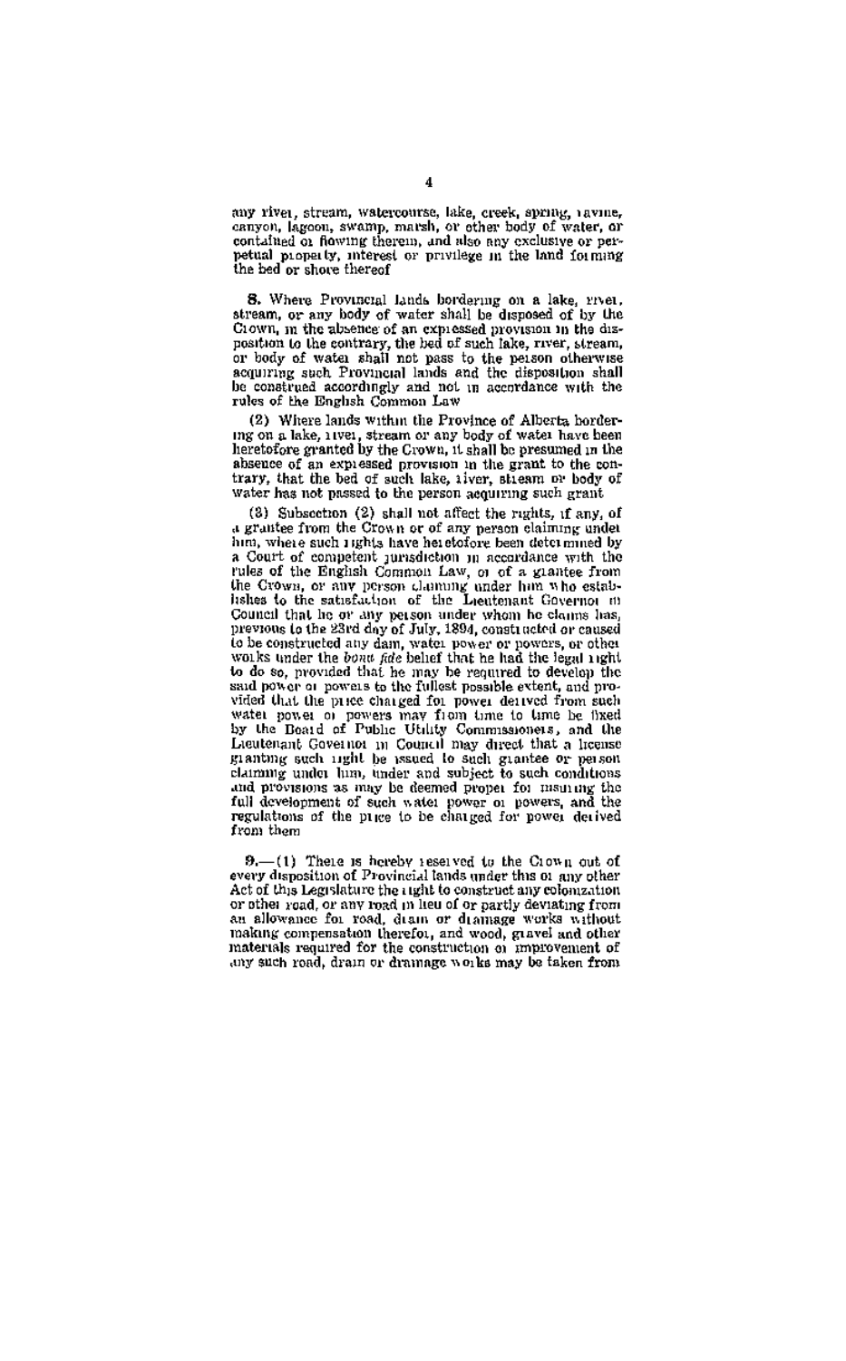any river, stream, watercourse, lake, creek, spring, ravine, canyon, lagoon, swamp, marsh, or other body of water, or contained or flowing therein, and also any exclusive or perpetual property, interest or privilege in the land forming the bed or shore thereof

**8.** Where Provincial lands bordering on a lake, river, stream, or any body of water shall be disposed of by the Crown, in the absence of an expressed provision in the disposition to the contrary, the bed of such lake, river, stream, or body of water shall not pass to the person otherwise acquiring such Provincial lands and the disposition shall be construed accordingly and not in accordance with the rules of the English Common Law

(2) Where lands within the Province of Alberta bordering on a lake, river, stream or any body of water have been heretofore granted by the Crown, it shall be presumed in the absence of an expressed provision in the grant to the contrary, that the bed of such lake, river, stream or body of water has not passed to the person acquiring such grant

(3) Subsection (2) shall not affect the rights, if any, of a grantee from the Crown or of any person claiming under him, where such rights have heretofore been determined by a Court of competent jurisdiction in accordance with the rules of the English Common Law, or of a grantee from the Crown, or any person claiming under him who establishes to the satisfaction of the Lieutenant Governor in Council that he or any person under whom he claims has, previous to the 23rd day of July, 1894, constructed or caused to be constructed any dam, water power or powers, or other works under the *bona fide* belief that he had the legal right to do so, provided that he may be required to develop the said power or powers to the fullest possible extent, and provided that the price charged for power derived from such water power or powers may from time to time be fixed by the Board of Public Utility Commissioners, and the Lieutenant Governor in Council may direct that a license granting such right be issued to such grantee or person claiming under him, under and subject to such conditions and provisions as may be deemed proper for insuring the full development of such water power or powers, and the regulations of the price to be charged for power derived from them

**9.**—(1) There is hereby reserved to the Crown out of every disposition of Provincial lands under this or any other Act of this Legislature the right to construct any colonization or other road, or any road in lieu of or partly deviating from an allowance for road, drain or drainage works without making compensation therefor, and wood, gravel and other materials required for the construction or improvement of any such road, drain or drainage works may be taken from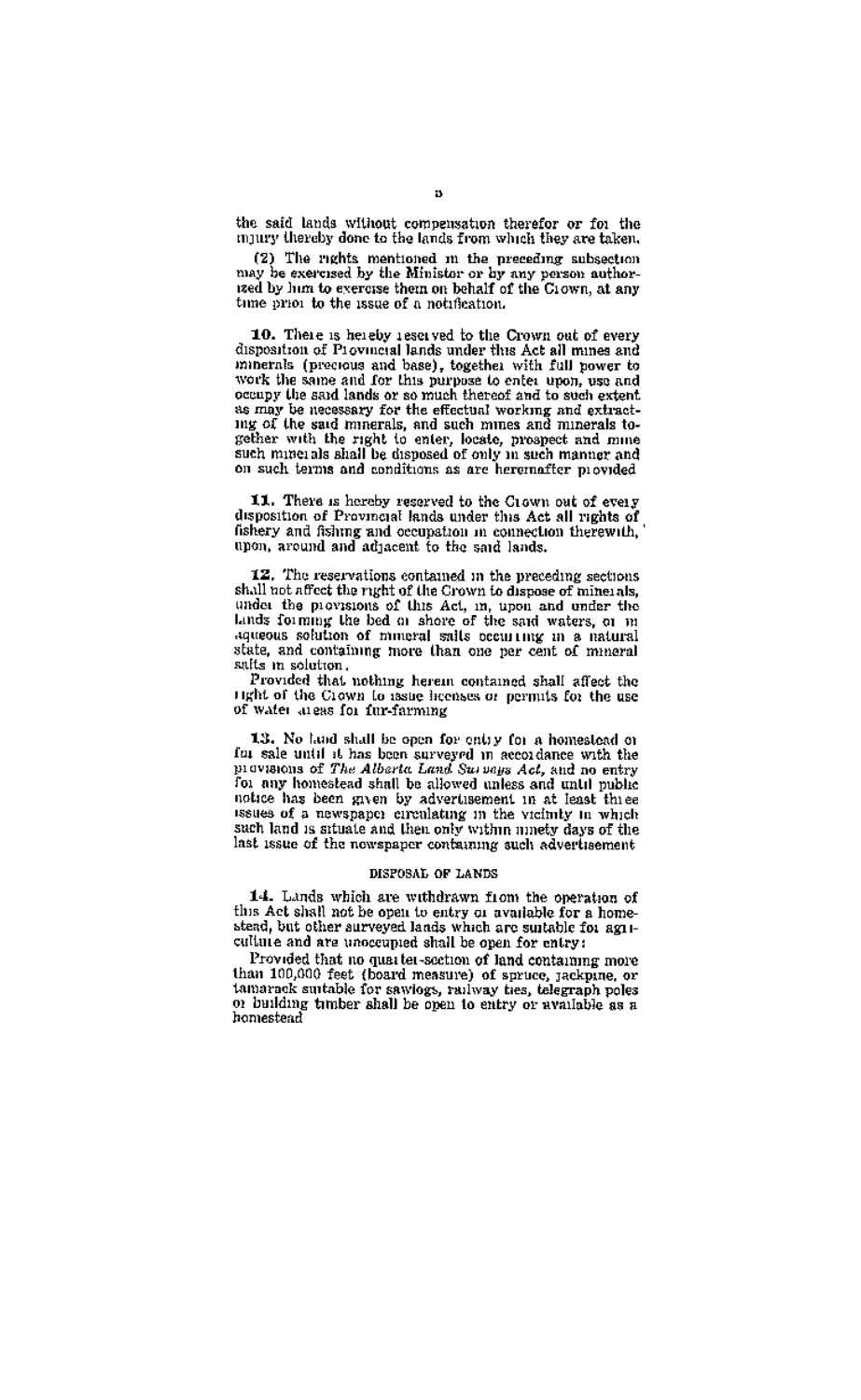the said lands without compensation therefor or for the injury thereby done to the lands from which they are taken.

(2) The rights mentioned in the preceding subsection may be exercised by the Minister or by any person authorized by him to exercise them on behalf of the Crown, at any time prior to the issue of a notification.

**10.** There is hereby reserved to the Crown out of every disposition of Provincial lands under this Act all mines and minerals (precious and base), together with full power to work the same and for this purpose to enter upon, use and occupy the said lands or so much thereof and to such extent as may be necessary for the effectual working and extracting of the said minerals, and such mines and minerals together with the right to enter, locate, prospect and mine such minerals shall be disposed of only in such manner and on such terms and conditions as are hereinafter provided

**11.** There is hereby reserved to the Crown out of every disposition of Provincial lands under this Act all rights of fishery and fishing and occupation in connection therewith, upon, around and adjacent to the said lands.

**12.** The reservations contained in the preceding sections shall not affect the right of the Crown to dispose of minerals, under the provisions of this Act, in, upon and under the lands forming the bed or shore of the said waters, or in aqueous solution of mineral salts occurring in a natural state, and containing more than one per cent of mineral salts in solution.

Provided that nothing herein contained shall affect the right of the Crown to issue licenses or permits for the use of water areas for fur-farming

**13.** No land shall be open for entry for a homestead or for sale until it has been surveyed in accordance with the provisions of *The Alberta Land Surveys Act*, and no entry for any homestead shall be allowed unless and until public notice has been given by advertisement in at least three issues of a newspaper circulating in the vicinity in which such land is situate and then only within ninety days of the last issue of the newspaper containing such advertisement

## DISPOSAL OF LANDS

**14.** Lands which are withdrawn from the operation of this Act shall not be open to entry or available for a homestead, but other surveyed lands which are suitable for agriculture and are unoccupied shall be open for entry:

Provided that no quarter-section of land containing more than 100,000 feet (board measure) of spruce, jackpine, or tamarack suitable for sawlogs, railway ties, telegraph poles or building timber shall be open to entry or available as a homestead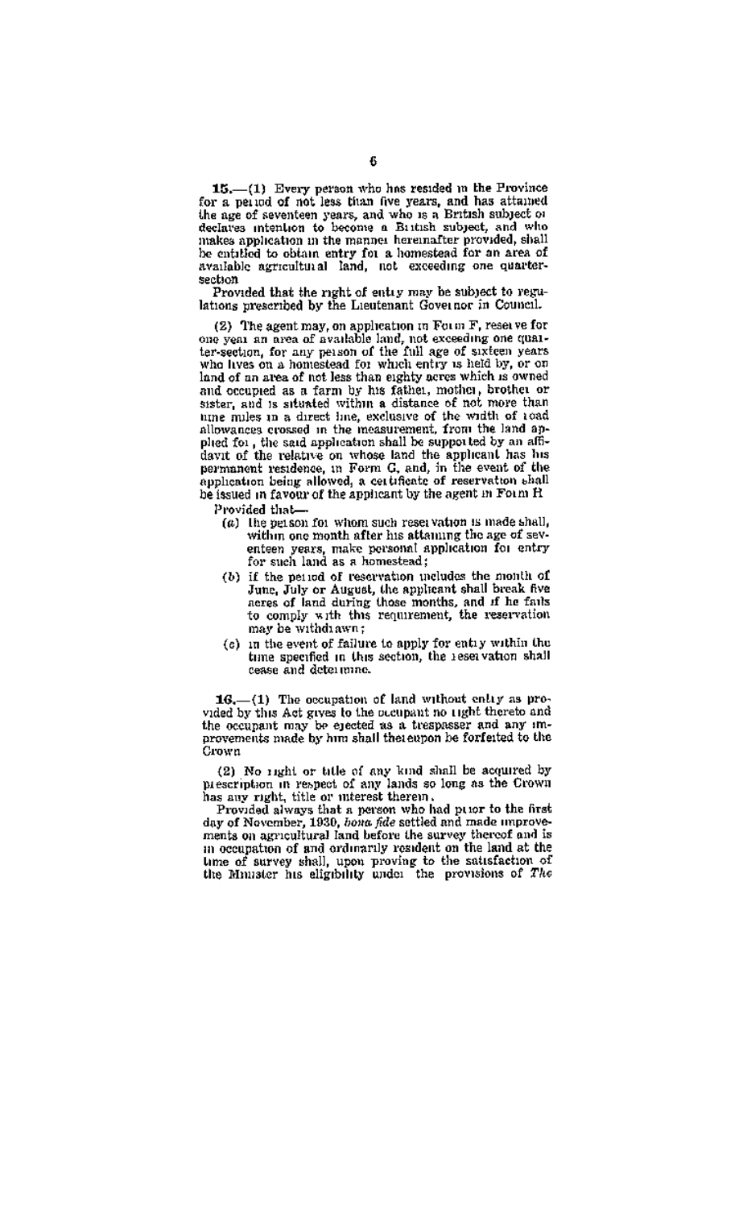**15.**—(1) Every person who has resided in the Province for a period of not less than five years, and has attained the age of seventeen years, and who is a British subject or declares intention to become a British subject, and who makes application in the manner hereinafter provided, shall be entitled to obtain entry for a homestead for an area of available agricultural land, not exceeding one quarter-section

Provided that the right of entry may be subject to regulations prescribed by the Lieutenant Governor in Council.

(2) The agent may, on application in Form F, reserve for one year an area of available land, not exceeding one quarter-section, for any person of the full age of sixteen years who lives on a homestead for which entry is held by, or on land of an area of not less than eighty acres which is owned and occupied as a farm by his father, mother, brother or sister, and is situated within a distance of not more than nine miles in a direct line, exclusive of the width of road allowances crossed in the measurement, from the land applied for, the said application shall be supported by an affidavit of the relative on whose land the applicant has his permanent residence, in Form G, and, in the event of the application being allowed, a certificate of reservation shall be issued in favour of the applicant by the agent in Form H

Provided that—

(a) the person for whom such reservation is made shall, within one month after his attaining the age of seventeen years, make personal application for entry for such land as a homestead;

(b) if the period of reservation includes the month of June, July or August, the applicant shall break five acres of land during those months, and if he fails to comply with this requirement, the reservation may be withdrawn;

(c) in the event of failure to apply for entry within the time specified in this section, the reservation shall cease and determine.

**16.**—(1) The occupation of land without entry as provided by this Act gives to the occupant no right thereto and the occupant may be ejected as a trespasser and any improvements made by him shall thereupon be forfeited to the Crown

(2) No right or title of any kind shall be acquired by prescription in respect of any lands so long as the Crown has any right, title or interest therein.

Provided always that a person who had prior to the first day of November, 1930, *bona fide* settled and made improvements on agricultural land before the survey thereof and is in occupation of and ordinarily resident on the land at the time of survey shall, upon proving to the satisfaction of the Minister his eligibility under the provisions of *The*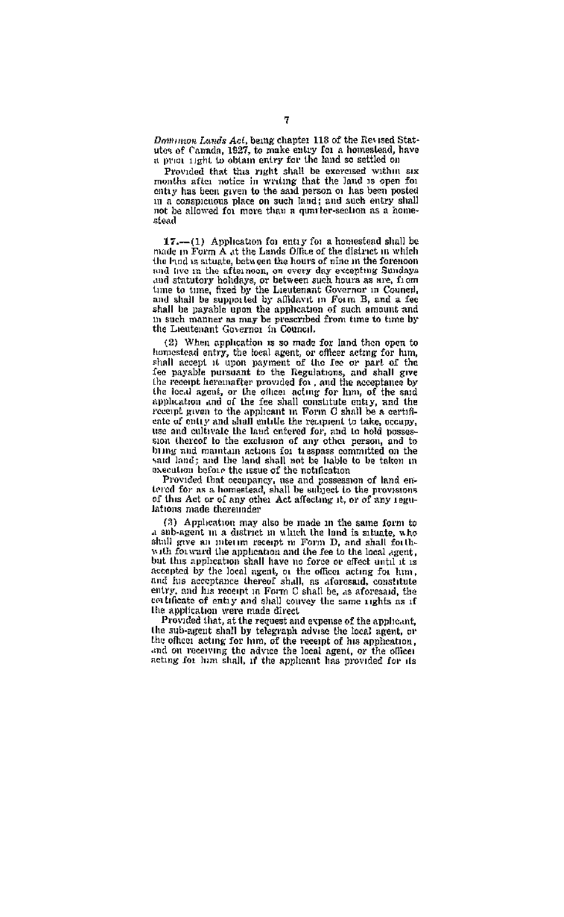*Dominion Lands Act*, being chapter 113 of the Revised Statutes of Canada, 1927, to make entry for a homestead, have a prior right to obtain entry for the land so settled on

Provided that this right shall be exercised within six months after notice in writing that the land is open for entry has been given to the said person or has been posted in a conspicuous place on such land; and such entry shall not be allowed for more than a quarter-section as a homestead

**17.**—(1) Application for entry for a homestead shall be made in Form A at the Lands Office of the district in which the land is situate, between the hours of nine in the forenoon and five in the afternoon, on every day excepting Sundays and statutory holidays, or between such hours as are, from time to time, fixed by the Lieutenant Governor in Council, and shall be supported by affidavit in Form B, and a fee shall be payable upon the application of such amount and in such manner as may be prescribed from time to time by the Lieutenant Governor in Council.

(2) When application is so made for land then open to homestead entry, the local agent, or officer acting for him, shall accept it upon payment of the fee or part of the fee payable pursuant to the Regulations, and shall give the receipt hereinafter provided for, and the acceptance by the local agent, or the officer acting for him, of the said application and of the fee shall constitute entry, and the receipt given to the applicant in Form C shall be a certificate of entry and shall entitle the recipient to take, occupy, use and cultivate the land entered for, and to hold possession thereof to the exclusion of any other person, and to bring and maintain actions for trespass committed on the said land; and the land shall not be liable to be taken in execution before the issue of the notification

Provided that occupancy, use and possession of land entered for as a homestead, shall be subject to the provisions of this Act or of any other Act affecting it, or of any regulations made thereunder

(3) Application may also be made in the same form to a sub-agent in a district in which the land is situate, who shall give an interim receipt in Form D, and shall forthwith forward the application and the fee to the local agent, but this application shall have no force or effect until it is accepted by the local agent, or the officer acting for him, and his acceptance thereof shall, as aforesaid, constitute entry, and his receipt in Form C shall be, as aforesaid, the certificate of entry and shall convey the same rights as if the application were made direct

Provided that, at the request and expense of the applicant, the sub-agent shall by telegraph advise the local agent, or the officer acting for him, of the receipt of his application, and on receiving the advice the local agent, or the officer acting for him shall, if the applicant has provided for its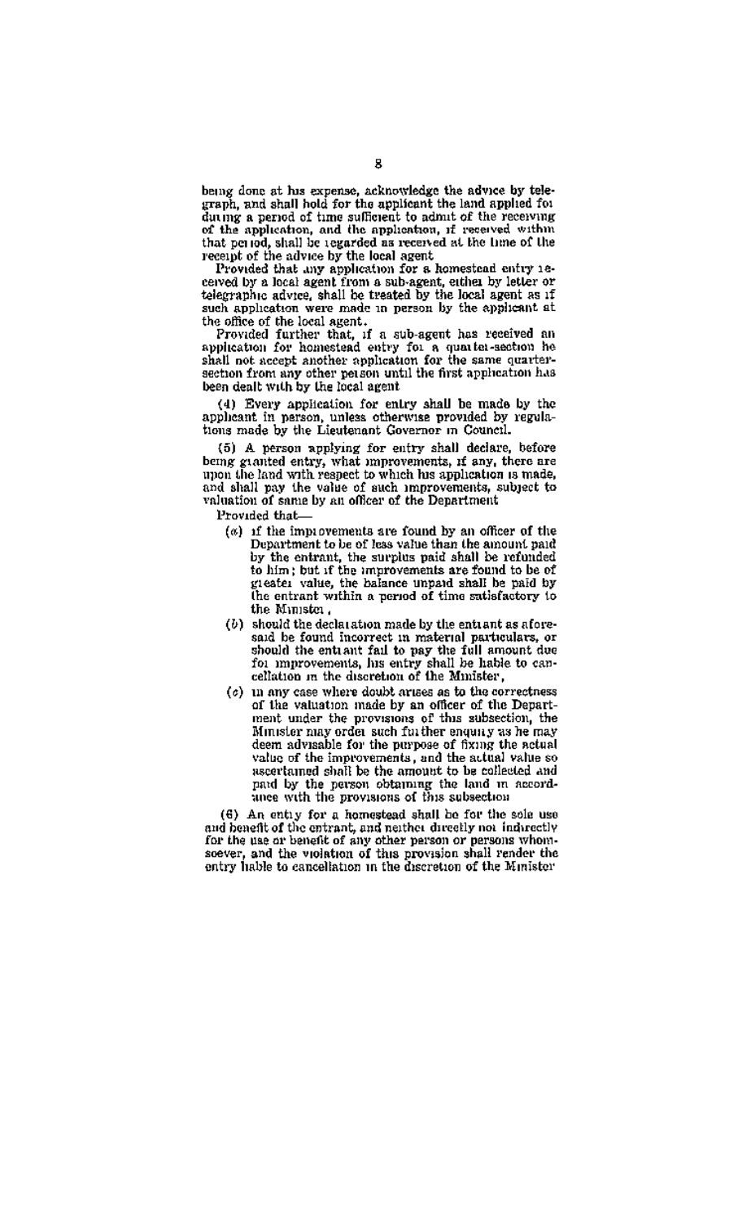being done at his expense, acknowledge the advice by telegraph, and shall hold for the applicant the land applied for during a period of time sufficient to admit of the receiving of the application, and the application, if received within that period, shall be regarded as received at the time of the receipt of the advice by the local agent

Provided that any application for a homestead entry received by a local agent from a sub-agent, either by letter or telegraphic advice, shall be treated by the local agent as if such application were made in person by the applicant at the office of the local agent.

Provided further that, if a sub-agent has received an application for homestead entry for a quarter-section he shall not accept another application for the same quarter-section from any other person until the first application has been dealt with by the local agent

(4) Every application for entry shall be made by the applicant in person, unless otherwise provided by regulations made by the Lieutenant Governor in Council.

(5) A person applying for entry shall declare, before being granted entry, what improvements, if any, there are upon the land with respect to which his application is made, and shall pay the value of such improvements, subject to valuation of same by an officer of the Department

Provided that—

- (a) if the improvements are found by an officer of the Department to be of less value than the amount paid by the entrant, the surplus paid shall be refunded to him; but if the improvements are found to be of greater value, the balance unpaid shall be paid by the entrant within a period of time satisfactory to the Minister,
- (b) should the declaration made by the entrant as aforesaid be found incorrect in material particulars, or should the entrant fail to pay the full amount due for improvements, his entry shall be liable to cancellation in the discretion of the Minister,
- (c) in any case where doubt arises as to the correctness of the valuation made by an officer of the Department under the provisions of this subsection, the Minister may order such further enquiry as he may deem advisable for the purpose of fixing the actual value of the improvements, and the actual value so ascertained shall be the amount to be collected and paid by the person obtaining the land in accordance with the provisions of this subsection

(6) An entry for a homestead shall be for the sole use and benefit of the entrant, and neither directly nor indirectly for the use or benefit of any other person or persons whomsoever, and the violation of this provision shall render the entry liable to cancellation in the discretion of the Minister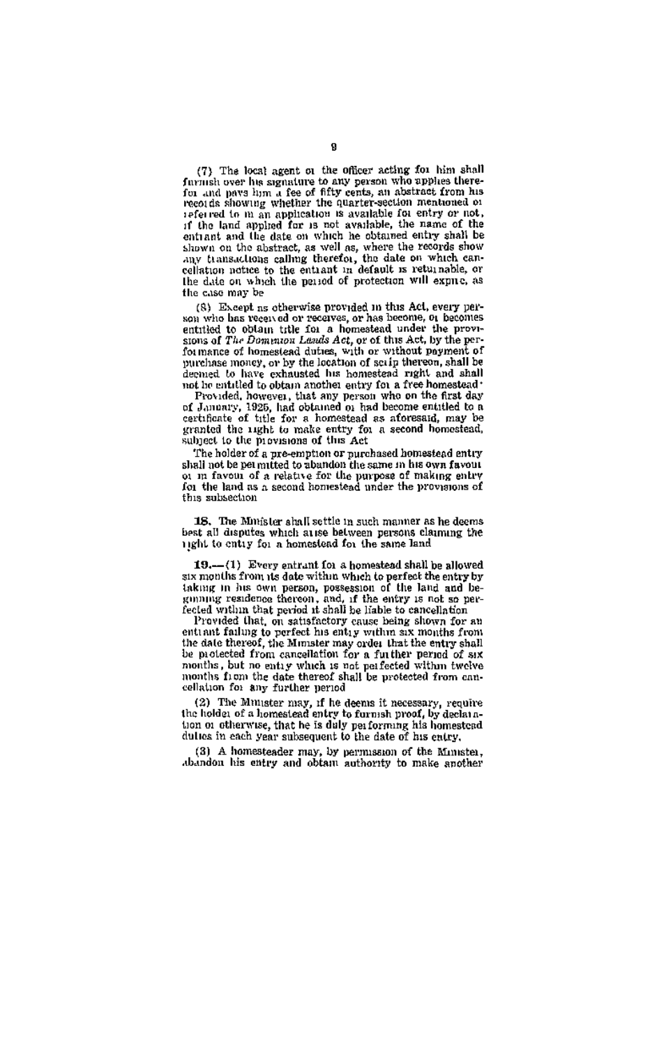(7) The local agent or the officer acting for him shall furnish over his signature to any person who applies therefor and pays him a fee of fifty cents, an abstract from his records showing whether the quarter-section mentioned or referred to in an application is available for entry or not, if the land applied for is not available, the name of the entrant and the date on which he obtained entry shall be shown on the abstract, as well as, where the records show any transactions calling therefor, the date on which cancellation notice to the entrant in default is returnable, or the date on which the period of protection will expire, as the case may be

(8) Except as otherwise provided in this Act, every person who has received or receives, or has become, or becomes entitled to obtain title for a homestead under the provisions of *The Dominion Lands Act*, or of this Act, by the performance of homestead duties, with or without payment of purchase money, or by the location of scrip thereon, shall be deemed to have exhausted his homestead right and shall not be entitled to obtain another entry for a free homestead:

Provided, however, that any person who on the first day of January, 1925, had obtained or had become entitled to a certificate of title for a homestead as aforesaid, may be granted the right to make entry for a second homestead, subject to the provisions of this Act

The holder of a pre-emption or purchased homestead entry shall not be permitted to abandon the same in his own favour or in favour of a relative for the purpose of making entry for the land as a second homestead under the provisions of this subsection

**18.** The Minister shall settle in such manner as he deems best all disputes which arise between persons claiming the right to entry for a homestead for the same land

**19.**—(1) Every entrant for a homestead shall be allowed six months from its date within which to perfect the entry by taking in his own person, possession of the land and beginning residence thereon, and, if the entry is not so perfected within that period it shall be liable to cancellation

Provided that, on satisfactory cause being shown for an entrant failing to perfect his entry within six months from the date thereof, the Minister may order that the entry shall be protected from cancellation for a further period of six months, but no entry which is not perfected within twelve months from the date thereof shall be protected from cancellation for any further period

(2) The Minister may, if he deems it necessary, require the holder of a homestead entry to furnish proof, by declaration or otherwise, that he is duly performing his homestead duties in each year subsequent to the date of his entry.

(3) A homesteader may, by permission of the Minister, abandon his entry and obtain authority to make another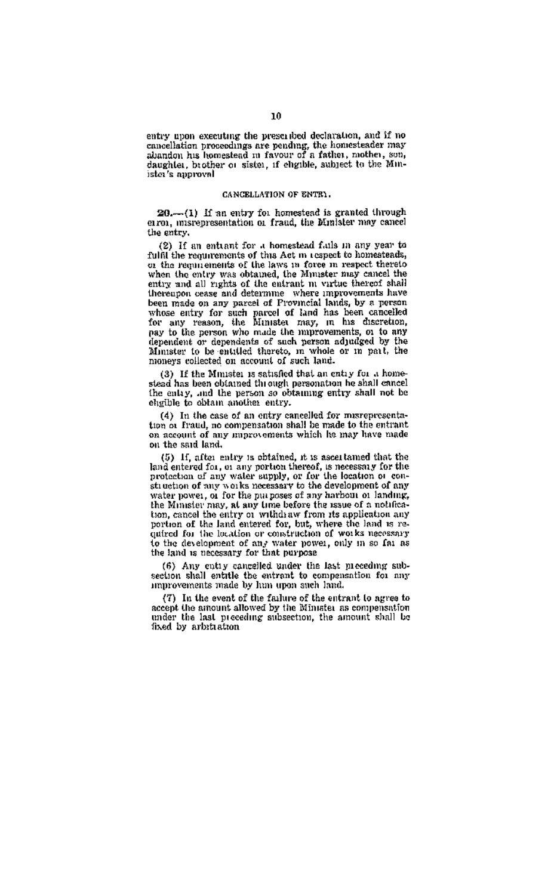entry upon executing the prescribed declaration, and if no cancellation proceedings are pending, the homesteader may abandon his homestead in favour of a father, mother, son, daughter, brother or sister, if eligible, subject to the Minister's approval

## CANCELLATION OF ENTRY.

**20.**—(1) If an entry for homestead is granted through error, misrepresentation or fraud, the Minister may cancel the entry.

(2) If an entrant for a homestead fails in any year to fulfil the requirements of this Act in respect to homesteads, or the requirements of the laws in force in respect thereto when the entry was obtained, the Minister may cancel the entry and all rights of the entrant in virtue thereof shall thereupon cease and determine where improvements have been made on any parcel of Provincial lands, by a person whose entry for such parcel of land has been cancelled for any reason, the Minister may, in his discretion, pay to the person who made the improvements, or to any dependent or dependents of such person adjudged by the Minister to be entitled thereto, in whole or in part, the moneys collected on account of such land.

(3) If the Minister is satisfied that an entry for a homestead has been obtained through personation he shall cancel the entry, and the person so obtaining entry shall not be eligible to obtain another entry.

(4) In the case of an entry cancelled for misrepresentation or fraud, no compensation shall be made to the entrant on account of any improvements which he may have made on the said land.

(5) If, after entry is obtained, it is ascertained that the land entered for, or any portion thereof, is necessary for the protection of any water supply, or for the location or construction of any works necessary to the development of any water power, or for the purposes of any harbour or landing, the Minister may, at any time before the issue of a notification, cancel the entry or withdraw from its application any portion of the land entered for, but, where the land is required for the location or construction of works necessary to the development of any water power, only in so far as the land is necessary for that purpose

(6) Any entry cancelled under the last preceding subsection shall entitle the entrant to compensation for any improvements made by him upon such land.

(7) In the event of the failure of the entrant to agree to accept the amount allowed by the Minister as compensation under the last preceding subsection, the amount shall be fixed by arbitration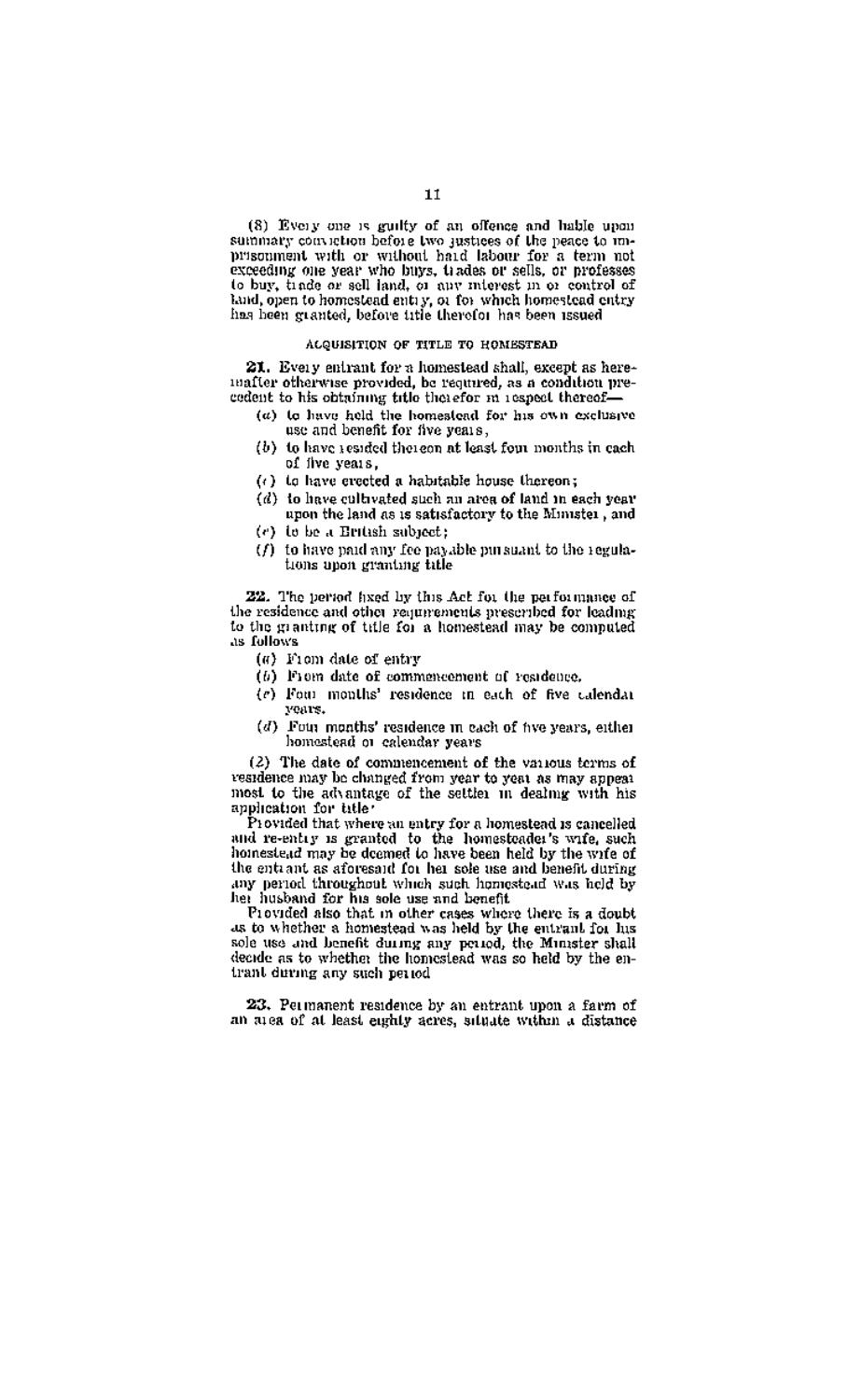(8) Every one is guilty of an offence and liable upon summary conviction before two justices of the peace to imprisonment with or without hard labour for a term not exceeding one year who buys, trades or sells, or professes to buy, trade or sell land, or any interest in or control of land, open to homestead entry, or for which homestead entry has been granted, before title therefor has been issued

### ACQUISITION OF TITLE TO HOMESTEAD

**21.** Every entrant for a homestead shall, except as hereinafter otherwise provided, be required, as a condition precedent to his obtaining title therefor in respect thereof—

- (a) to have held the homestead for his own exclusive use and benefit for five years,
- (b) to have resided thereon at least four months in each of five years,
- (c) to have erected a habitable house thereon;
- (d) to have cultivated such an area of land in each year upon the land as is satisfactory to the Minister, and
- (e) to be a British subject;
- (f) to have paid any fee payable pursuant to the regulations upon granting title

**22.** The period fixed by this Act for the performance of the residence and other requirements prescribed for leading to the granting of title for a homestead may be computed as follows

- (a) From date of entry
- (b) From date of commencement of residence.
- (c) Four months' residence in each of five calendar years.
- (d) Four months' residence in each of five years, either homestead or calendar years

(2) The date of commencement of the various terms of residence may be changed from year to year as may appear most to the advantage of the settler in dealing with his application for title·

Provided that where an entry for a homestead is cancelled and re-entry is granted to the homesteader's wife, such homestead may be deemed to have been held by the wife of the entrant as aforesaid for her sole use and benefit during any period throughout which such homestead was held by her husband for his sole use and benefit

Provided also that in other cases where there is a doubt as to whether a homestead was held by the entrant for his sole use and benefit during any period, the Minister shall decide as to whether the homestead was so held by the entrant during any such period

**23.** Permanent residence by an entrant upon a farm of an area of at least eighty acres, situate within a distance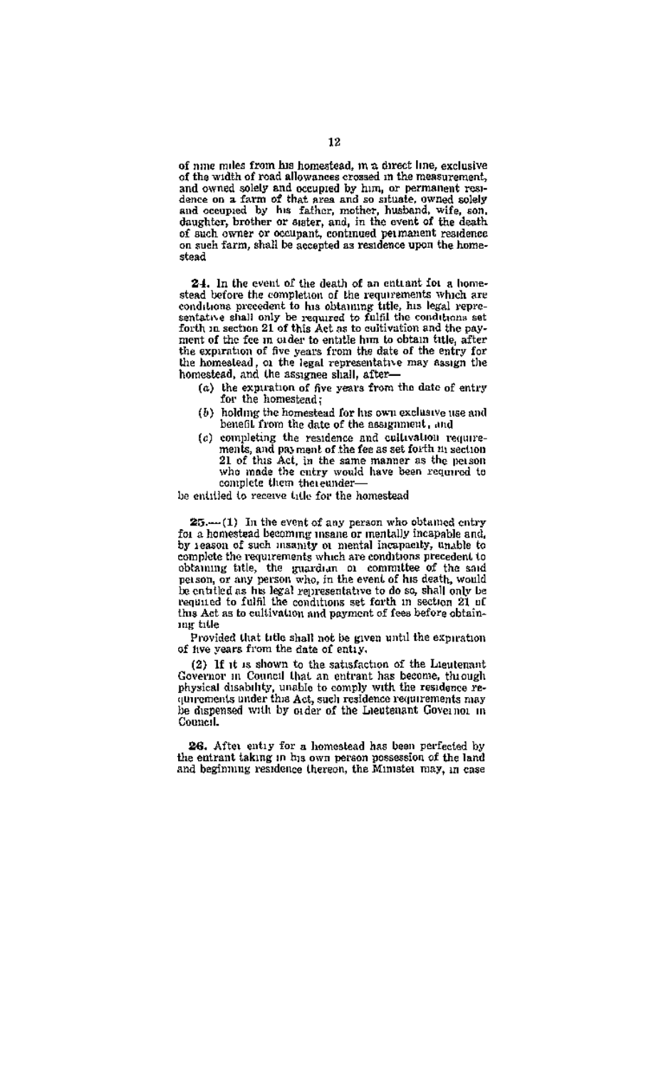of nine miles from his homestead, in a direct line, exclusive of the width of road allowances crossed in the measurement, and owned solely and occupied by him, or permanent residence on a farm of that area and so situate, owned solely and occupied by his father, mother, husband, wife, son, daughter, brother or sister, and, in the event of the death of such owner or occupant, continued permanent residence on such farm, shall be accepted as residence upon the homestead

**24.** In the event of the death of an entrant for a homestead before the completion of the requirements which are conditions precedent to his obtaining title, his legal representative shall only be required to fulfil the conditions set forth in section 21 of this Act as to cultivation and the payment of the fee in order to entitle him to obtain title, after the expiration of five years from the date of the entry for the homestead, or the legal representative may assign the homestead, and the assignee shall, after—

(a) the expiration of five years from the date of entry for the homestead;

(b) holding the homestead for his own exclusive use and benefit from the date of the assignment, and

(c) completing the residence and cultivation requirements, and payment of the fee as set forth in section 21 of this Act, in the same manner as the person who made the entry would have been required to complete them thereunder—

be entitled to receive title for the homestead

**25.**—(1) In the event of any person who obtained entry for a homestead becoming insane or mentally incapable and, by reason of such insanity or mental incapacity, unable to complete the requirements which are conditions precedent to obtaining title, the guardian or committee of the said person, or any person who, in the event of his death, would be entitled as his legal representative to do so, shall only be required to fulfil the conditions set forth in section 21 of this Act as to cultivation and payment of fees before obtaining title

Provided that title shall not be given until the expiration of five years from the date of entry.

(2) If it is shown to the satisfaction of the Lieutenant Governor in Council that an entrant has become, through physical disability, unable to comply with the residence requirements under this Act, such residence requirements may be dispensed with by order of the Lieutenant Governor in Council.

**26.** After entry for a homestead has been perfected by the entrant taking in his own person possession of the land and beginning residence thereon, the Minister may, in case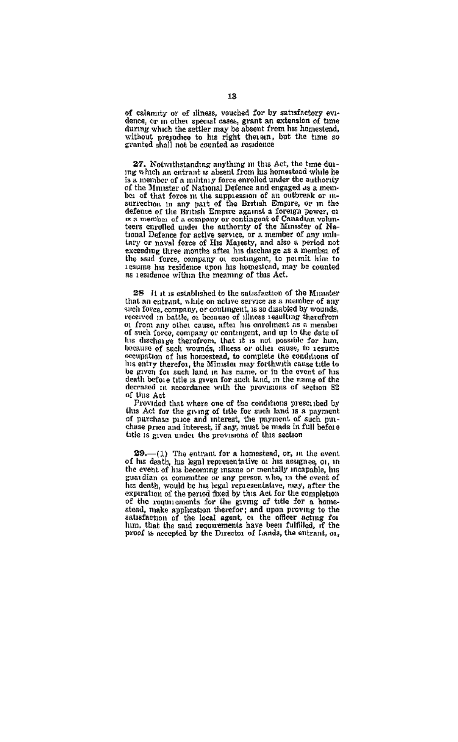of calamity or of illness, vouched for by satisfactory evidence, or in other special cases, grant an extension of time during which the settler may be absent from his homestead, without prejudice to his right therein, but the time so granted shall not be counted as residence

**27.** Notwithstanding anything in this Act, the time during which an entrant is absent from his homestead while he is a member of a military force enrolled under the authority of the Minister of National Defence and engaged as a member of that force in the suppression of an outbreak or insurrection in any part of the British Empire, or in the defence of the British Empire against a foreign power, or is a member of a company or contingent of Canadian volunteers enrolled under the authority of the Minister of National Defence for active service, or a member of any military or naval force of His Majesty, and also a period not exceeding three months after his discharge as a member of the said force, company or contingent, to permit him to resume his residence upon his homestead, may be counted as residence within the meaning of this Act.

**28** If it is established to the satisfaction of the Minister that an entrant, while on active service as a member of any such force, company, or contingent, is so disabled by wounds, received in battle, or because of illness resulting therefrom or from any other cause, after his enrolment as a member of such force, company or contingent, and up to the date of his discharge therefrom, that it is not possible for him, because of such wounds, illness or other cause, to resume occupation of his homestead, to complete the conditions of his entry therefor, the Minister may forthwith cause title to be given for such land in his name, or in the event of his death before title is given for such land, in the name of the deceased in accordance with the provisions of section 82 of this Act

Provided that where one of the conditions prescribed by this Act for the giving of title for such land is a payment of purchase price and interest, the payment of such purchase price and interest, if any, must be made in full before title is given under the provisions of this section

**29.**—(1) The entrant for a homestead, or, in the event of his death, his legal representative or his assignee, or, in the event of his becoming insane or mentally incapable, his guardian or committee or any person who, in the event of his death, would be his legal representative, may, after the expiration of the period fixed by this Act for the completion of the requirements for the giving of title for a homestead, make application therefor; and upon proving to the satisfaction of the local agent, or the officer acting for him, that the said requirements have been fulfilled, if the proof is accepted by the Director of Lands, the entrant, or,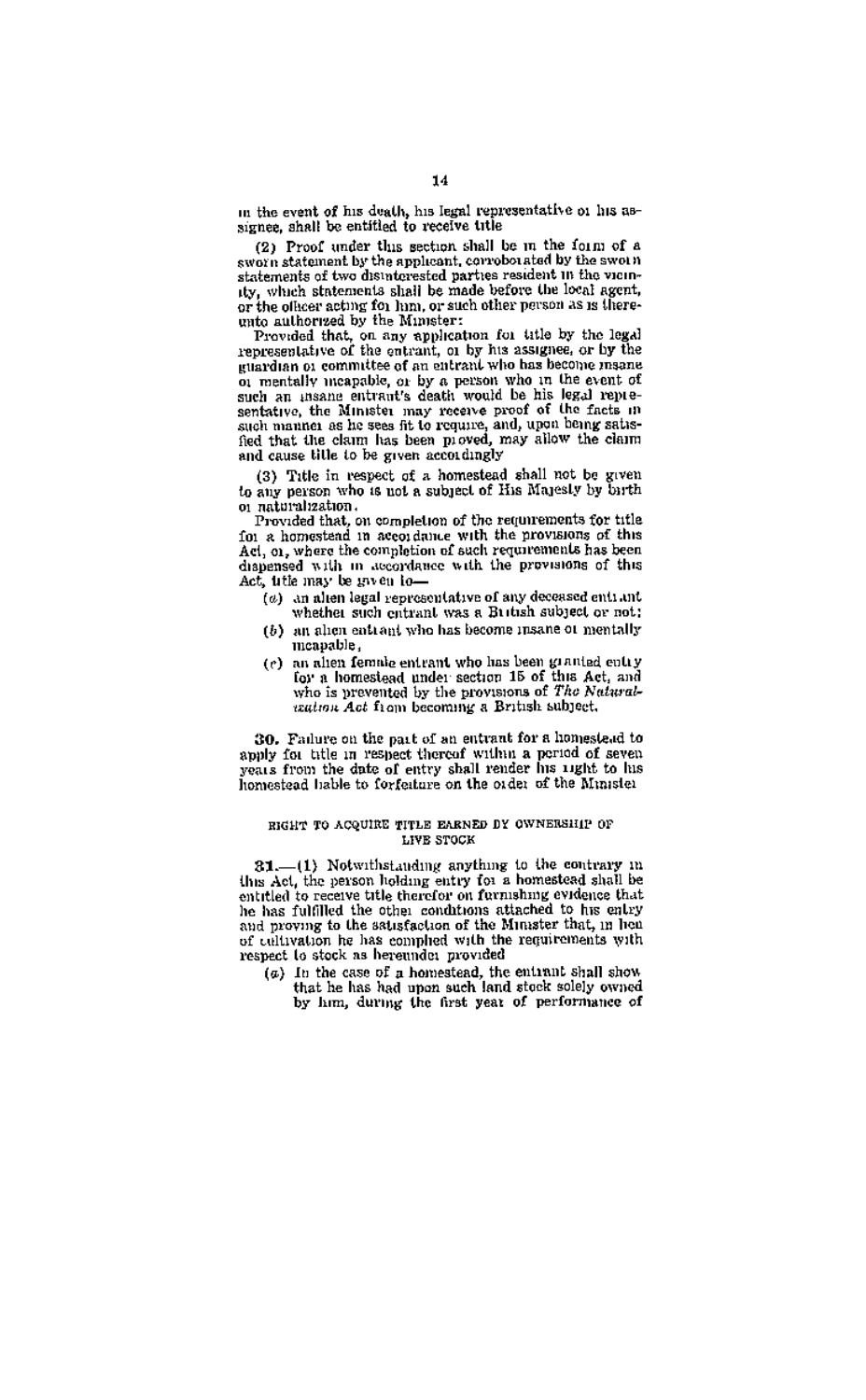in the event of his death, his legal representative or his assignee, shall be entitled to receive title

(2) Proof under this section shall be in the form of a sworn statement by the applicant, corroborated by the sworn statements of two disinterested parties resident in the vicinity, which statements shall be made before the local agent, or the officer acting for him, or such other person as is thereunto authorized by the Minister:

Provided that, on any application for title by the legal representative of the entrant, or by his assignee, or by the guardian or committee of an entrant who has become insane or mentally incapable, or by a person who in the event of such an insane entrant's death would be his legal representative, the Minister may receive proof of the facts in such manner as he sees fit to require, and, upon being satisfied that the claim has been proved, may allow the claim and cause title to be given accordingly

(3) Title in respect of a homestead shall not be given to any person who is not a subject of His Majesty by birth or naturalization.

Provided that, on completion of the requirements for title for a homestead in accordance with the provisions of this Act, or, where the completion of such requirements has been dispensed with in accordance with the provisions of this Act, title may be given to—

(a) an alien legal representative of any deceased entrant whether such entrant was a British subject or not;

(b) an alien entrant who has become insane or mentally incapable,

(c) an alien female entrant who has been granted entry for a homestead under section 15 of this Act, and who is prevented by the provisions of *The Naturalization Act* from becoming a British subject.

**30.** Failure on the part of an entrant for a homestead to apply for title in respect thereof within a period of seven years from the date of entry shall render his right to his homestead liable to forfeiture on the order of the Minister

## RIGHT TO ACQUIRE TITLE EARNED BY OWNERSHIP OF LIVE STOCK

**31.**—(1) Notwithstanding anything to the contrary in this Act, the person holding entry for a homestead shall be entitled to receive title therefor on furnishing evidence that he has fulfilled the other conditions attached to his entry and proving to the satisfaction of the Minister that, in lieu of cultivation he has complied with the requirements with respect to stock as hereunder provided

(a) In the case of a homestead, the entrant shall show that he has had upon such land stock solely owned by him, during the first year of performance of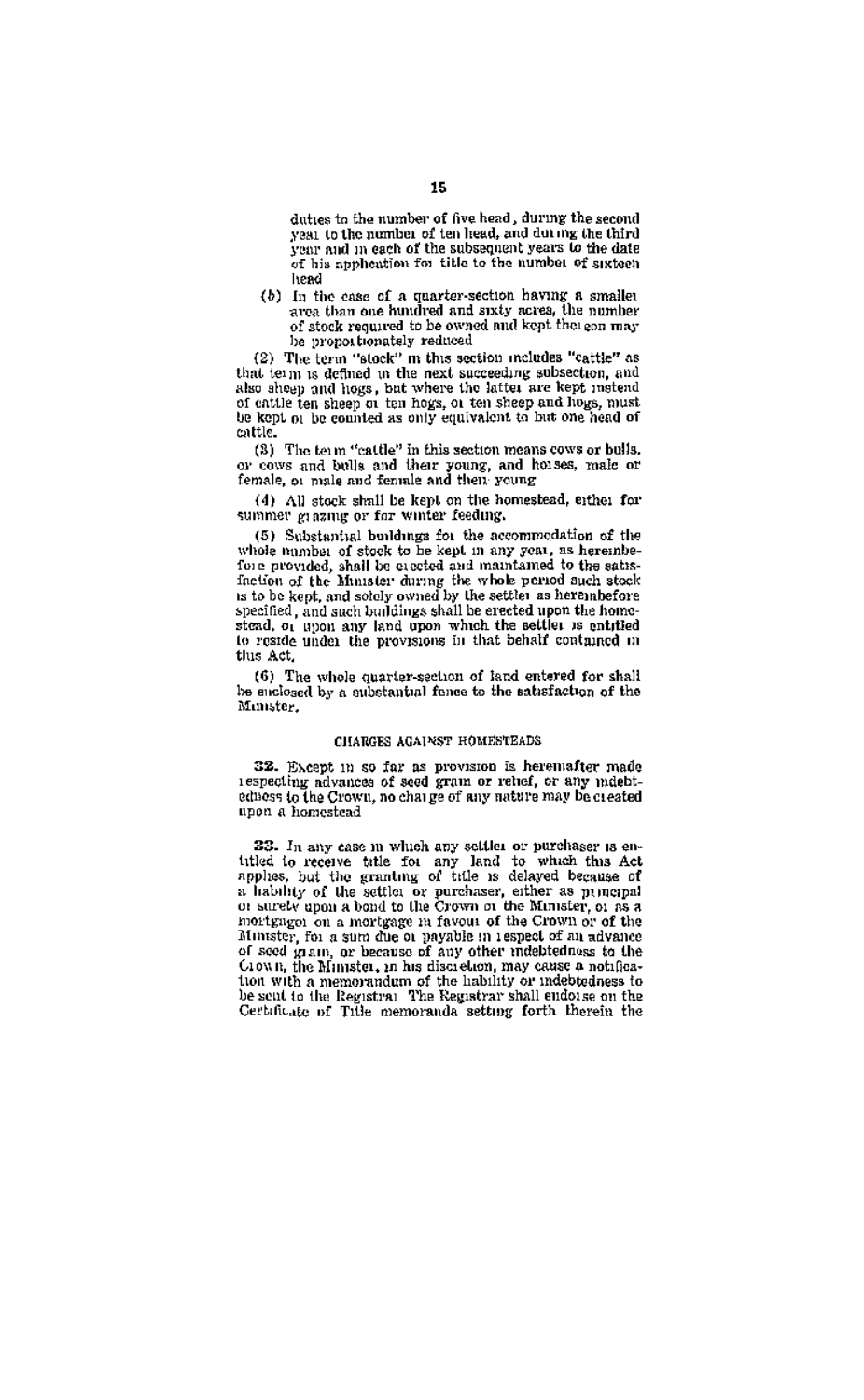duties to the number of five head, during the second year to the number of ten head, and during the third year and in each of the subsequent years to the date of his application for title to the number of sixteen head

(*b*) In the case of a quarter-section having a smaller area than one hundred and sixty acres, the number of stock required to be owned and kept thereon may be proportionately reduced

(2) The term "stock" in this section includes "cattle" as that term is defined in the next succeeding subsection, and also sheep and hogs, but where the latter are kept instead of cattle ten sheep or ten hogs, or ten sheep and hogs, must be kept or be counted as only equivalent to but one head of cattle.

(3) The term "cattle" in this section means cows or bulls, or cows and bulls and their young, and horses, male or female, or male and female and their young

(4) All stock shall be kept on the homestead, either for summer grazing or for winter feeding.

(5) Substantial buildings for the accommodation of the whole number of stock to be kept in any year, as hereinbefore provided, shall be erected and maintained to the satisfaction of the Minister during the whole period such stock is to be kept, and solely owned by the settler as hereinbefore specified, and such buildings shall be erected upon the homestead, or upon any land upon which the settler is entitled to reside under the provisions in that behalf contained in this Act.

(6) The whole quarter-section of land entered for shall be enclosed by a substantial fence to the satisfaction of the Minister.

## CHARGES AGAINST HOMESTEADS

**32.** Except in so far as provision is hereinafter made respecting advances of seed grain or relief, or any indebtedness to the Crown, no charge of any nature may be created upon a homestead

**33.** In any case in which any settler or purchaser is entitled to receive title for any land to which this Act applies, but the granting of title is delayed because of a liability of the settler or purchaser, either as principal or surety upon a bond to the Crown or the Minister, or as a mortgagor on a mortgage in favour of the Crown or of the Minister, for a sum due or payable in respect of an advance of seed grain, or because of any other indebtedness to the Crown, the Minister, in his discretion, may cause a notification with a memorandum of the liability or indebtedness to be sent to the Registrar The Registrar shall endorse on the Certificate of Title memoranda setting forth therein the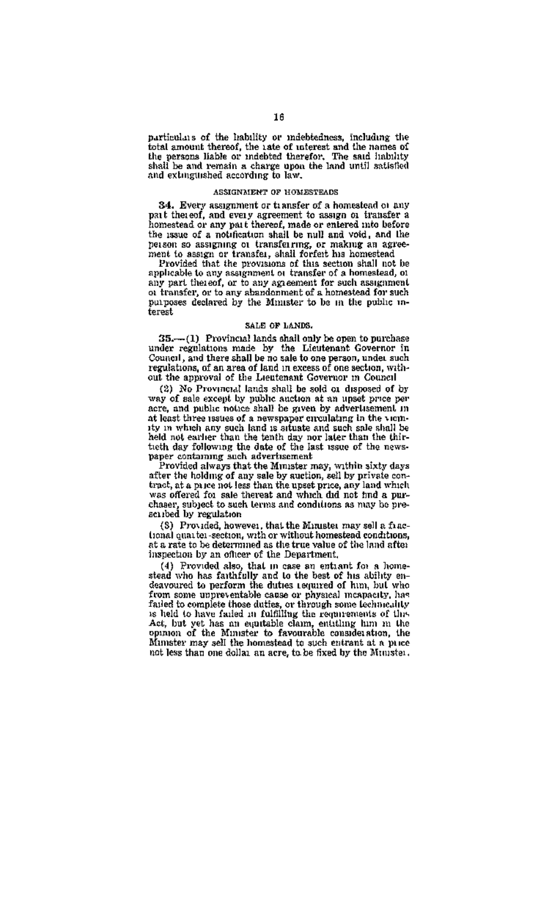particulars of the liability or indebtedness, including the total amount thereof, the rate of interest and the names of the persons liable or indebted therefor. The said liability shall be and remain a charge upon the land until satisfied and extinguished according to law.

### ASSIGNMENT OF HOMESTEADS

**34.** Every assignment or transfer of a homestead or any part thereof, and every agreement to assign or transfer a homestead or any part thereof, made or entered into before the issue of a notification shall be null and void, and the person so assigning or transferring, or making an agreement to assign or transfer, shall forfeit his homestead

Provided that the provisions of this section shall not be applicable to any assignment or transfer of a homestead, or any part thereof, or to any agreement for such assignment or transfer, or to any abandonment of a homestead for such purposes declared by the Minister to be in the public interest

### SALE OF LANDS.

**35.**—(1) Provincial lands shall only be open to purchase under regulations made by the Lieutenant Governor in Council, and there shall be no sale to one person, under such regulations, of an area of land in excess of one section, without the approval of the Lieutenant Governor in Council

(2) No Provincial lands shall be sold or disposed of by way of sale except by public auction at an upset price per acre, and public notice shall be given by advertisement in at least three issues of a newspaper circulating in the vicinity in which any such land is situate and such sale shall be held not earlier than the tenth day nor later than the thirtieth day following the date of the last issue of the newspaper containing such advertisement

Provided always that the Minister may, within sixty days after the holding of any sale by auction, sell by private contract, at a price not less than the upset price, any land which was offered for sale thereat and which did not find a purchaser, subject to such terms and conditions as may be prescribed by regulation

(3) Provided, however, that the Minister may sell a fractional quarter-section, with or without homestead conditions, at a rate to be determined as the true value of the land after inspection by an officer of the Department.

(4) Provided also, that in case an entrant for a homestead who has faithfully and to the best of his ability endeavoured to perform the duties required of him, but who from some unpreventable cause or physical incapacity, has failed to complete those duties, or through some technicality is held to have failed in fulfilling the requirements of this Act, but yet has an equitable claim, entitling him in the opinion of the Minister to favourable consideration, the Minister may sell the homestead to such entrant at a price not less than one dollar an acre, to be fixed by the Minister.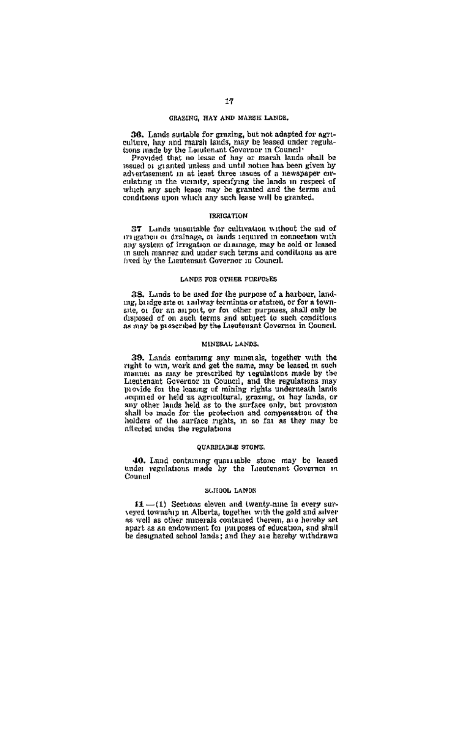## GRAZING, HAY AND MARSH LANDS.

**36.** Lands suitable for grazing, but not adapted for agriculture, hay and marsh lands, may be leased under regulations made by the Lieutenant Governor in Council:

Provided that no lease of hay or marsh lands shall be issued or granted unless and until notice has been given by advertisement in at least three issues of a newspaper circulating in the vicinity, specifying the lands in respect of which any such lease may be granted and the terms and conditions upon which any such lease will be granted.

## IRRIGATION

**37** Lands unsuitable for cultivation without the aid of irrigation or drainage, or lands required in connection with any system of irrigation or drainage, may be sold or leased in such manner and under such terms and conditions as are fixed by the Lieutenant Governor in Council.

## LANDS FOR OTHER PURPOSES

**38.** Lands to be used for the purpose of a harbour, landing, bridge site or railway terminus or station, or for a townsite, or for an airport, or for other purposes, shall only be disposed of on such terms and subject to such conditions as may be prescribed by the Lieutenant Governor in Council.

## MINERAL LANDS.

**39.** Lands containing any minerals, together with the right to win, work and get the same, may be leased in such manner as may be prescribed by regulations made by the Lieutenant Governor in Council, and the regulations may provide for the leasing of mining rights underneath lands acquired or held as agricultural, grazing, or hay lands, or any other lands held as to the surface only, but provision shall be made for the protection and compensation of the holders of the surface rights, in so far as they may be affected under the regulations

## QUARRIABLE STONE.

**40.** Land containing quarriable stone may be leased under regulations made by the Lieutenant Governor in Council

## SCHOOL LANDS

**41**—(1) Sections eleven and twenty-nine in every surveyed township in Alberta, together with the gold and silver as well as other minerals contained therein, are hereby set apart as an endowment for purposes of education, and shall be designated school lands; and they are hereby withdrawn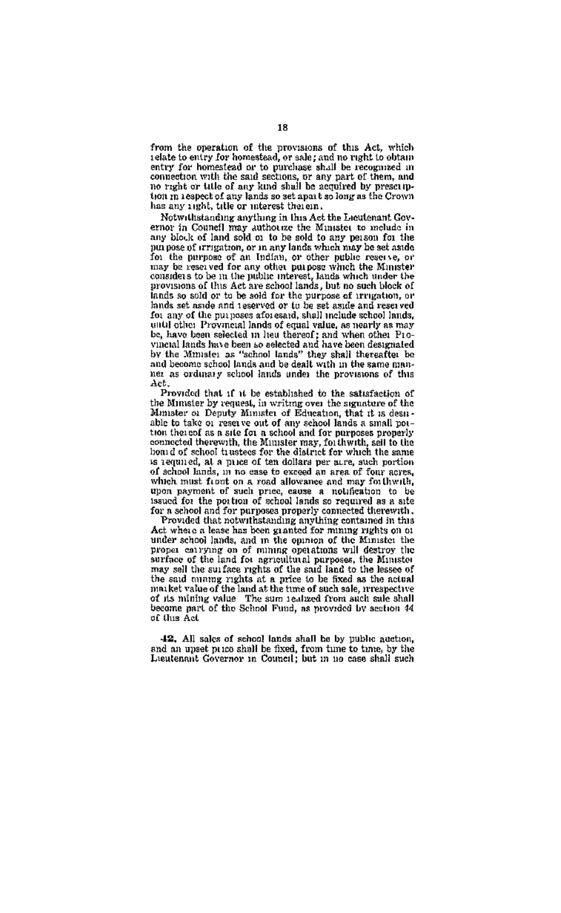from the operation of the provisions of this Act, which relate to entry for homestead, or sale; and no right to obtain entry for homestead or to purchase shall be recognized in connection with the said sections, or any part of them, and no right or title of any kind shall be acquired by prescription in respect of any lands so set apart so long as the Crown has any right, title or interest therein.

Notwithstanding anything in this Act the Lieutenant Governor in Council may authorize the Minister to include in any block of land sold or to be sold to any person for the purpose of irrigation, or in any lands which may be set aside for the purpose of an Indian, or other public reserve, or may be reserved for any other purpose which the Minister considers to be in the public interest, lands which under the provisions of this Act are school lands, but no such block of lands so sold or to be sold for the purpose of irrigation, or lands set aside and reserved or to be set aside and reserved for any of the purposes aforesaid, shall include school lands, until other Provincial lands of equal value, as nearly as may be, have been selected in lieu thereof; and when other Provincial lands have been so selected and have been designated by the Minister as "school lands" they shall thereafter be and become school lands and be dealt with in the same manner as ordinary school lands under the provisions of this Act.

Provided that if it be established to the satisfaction of the Minister by request, in writing over the signature of the Minister or Deputy Minister of Education, that it is desirable to take or reserve out of any school lands a small portion thereof as a site for a school and for purposes properly connected therewith, the Minister may, forthwith, sell to the board of school trustees for the district for which the same is required, at a price of ten dollars per acre, such portion of school lands, in no case to exceed an area of four acres, which must front on a road allowance and may forthwith, upon payment of such price, cause a notification to be issued for the portion of school lands so required as a site for a school and for purposes properly connected therewith.

Provided that notwithstanding anything contained in this Act where a lease has been granted for mining rights on or under school lands, and in the opinion of the Minister the proper carrying on of mining operations will destroy the surface of the land for agricultural purposes, the Minister may sell the surface rights of the said land to the lessee of the said mining rights at a price to be fixed as the actual market value of the land at the time of such sale, irrespective of its mining value The sum realized from such sale shall become part of the School Fund, as provided by section 44 of this Act

**42.** All sales of school lands shall be by public auction, and an upset price shall be fixed, from time to time, by the Lieutenant Governor in Council; but in no case shall such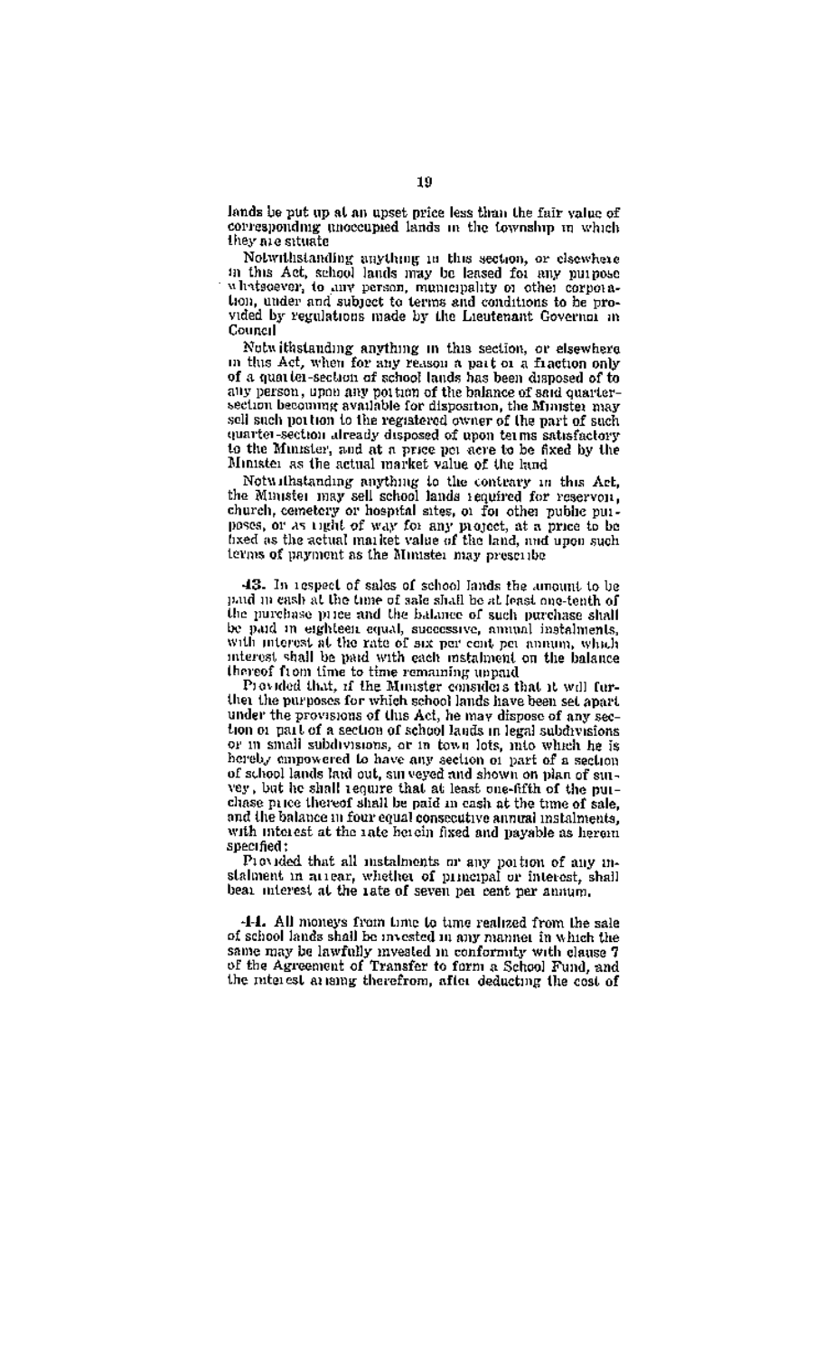lands be put up at an upset price less than the fair value of corresponding unoccupied lands in the township in which they are situate

Notwithstanding anything in this section, or elsewhere in this Act, school lands may be leased for any purpose whatsoever, to any person, municipality or other corporation, under and subject to terms and conditions to be provided by regulations made by the Lieutenant Governor in Council

Notwithstanding anything in this section, or elsewhere in this Act, when for any reason a part or a fraction only of a quarter-section of school lands has been disposed of to any person, upon any portion of the balance of said quarter-section becoming available for disposition, the Minister may sell such portion to the registered owner of the part of such quarter-section already disposed of upon terms satisfactory to the Minister, and at a price per acre to be fixed by the Minister as the actual market value of the land

Notwithstanding anything to the contrary in this Act, the Minister may sell school lands required for reservoir, church, cemetery or hospital sites, or for other public purposes, or as right of way for any project, at a price to be fixed as the actual market value of the land, and upon such terms of payment as the Minister may prescribe

**43.** In respect of sales of school lands the amount to be paid in cash at the time of sale shall be at least one-tenth of the purchase price and the balance of such purchase shall be paid in eighteen equal, successive, annual instalments, with interest at the rate of six per cent per annum, which interest shall be paid with each instalment on the balance thereof from time to time remaining unpaid

Provided that, if the Minister considers that it will further the purposes for which school lands have been set apart under the provisions of this Act, he may dispose of any section or part of a section of school lands in legal subdivisions or in small subdivisions, or in town lots, into which he is hereby empowered to have any section or part of a section of school lands laid out, surveyed and shown on plan of survey, but he shall require that at least one-fifth of the purchase price thereof shall be paid in cash at the time of sale, and the balance in four equal consecutive annual instalments, with interest at the rate herein fixed and payable as herein specified;

Provided that all instalments or any portion of any instalment in arrear, whether of principal or interest, shall bear interest at the rate of seven per cent per annum.

**44.** All moneys from time to time realized from the sale of school lands shall be invested in any manner in which the same may be lawfully invested in conformity with clause 7 of the Agreement of Transfer to form a School Fund, and the interest arising therefrom, after deducting the cost of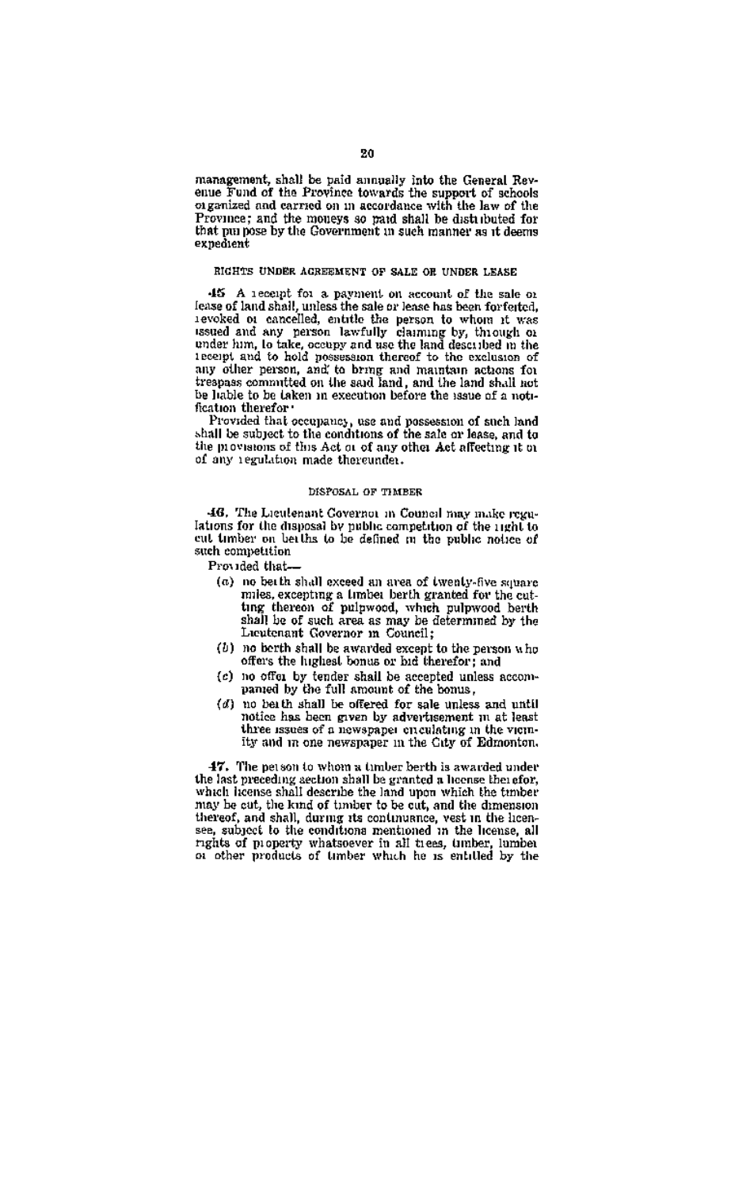management, shall be paid annually into the General Revenue Fund of the Province towards the support of schools organized and carried on in accordance with the law of the Province; and the moneys so paid shall be distributed for that purpose by the Government in such manner as it deems expedient

#### RIGHTS UNDER AGREEMENT OF SALE OR UNDER LEASE

**45** A receipt for a payment on account of the sale or lease of land shall, unless the sale or lease has been forfeited, revoked or cancelled, entitle the person to whom it was issued and any person lawfully claiming by, through or under him, to take, occupy and use the land described in the receipt and to hold possession thereof to the exclusion of any other person, and to bring and maintain actions for trespass committed on the said land, and the land shall not be liable to be taken in execution before the issue of a notification therefor:

Provided that occupancy, use and possession of such land shall be subject to the conditions of the sale or lease, and to the provisions of this Act or of any other Act affecting it or of any regulation made thereunder.

#### DISPOSAL OF TIMBER

**46.** The Lieutenant Governor in Council may make regulations for the disposal by public competition of the right to cut timber on berths to be defined in the public notice of such competition

Provided that—

(a) no berth shall exceed an area of twenty-five square miles, excepting a timber berth granted for the cutting thereon of pulpwood, which pulpwood berth shall be of such area as may be determined by the Lieutenant Governor in Council;

(b) no berth shall be awarded except to the person who offers the highest bonus or bid therefor; and

(c) no offer by tender shall be accepted unless accompanied by the full amount of the bonus,

(d) no berth shall be offered for sale unless and until notice has been given by advertisement in at least three issues of a newspaper circulating in the vicinity and in one newspaper in the City of Edmonton.

**47.** The person to whom a timber berth is awarded under the last preceding section shall be granted a license therefor, which license shall describe the land upon which the timber may be cut, the kind of timber to be cut, and the dimension thereof, and shall, during its continuance, vest in the licensee, subject to the conditions mentioned in the license, all rights of property whatsoever in all trees, timber, lumber or other products of timber which he is entitled by the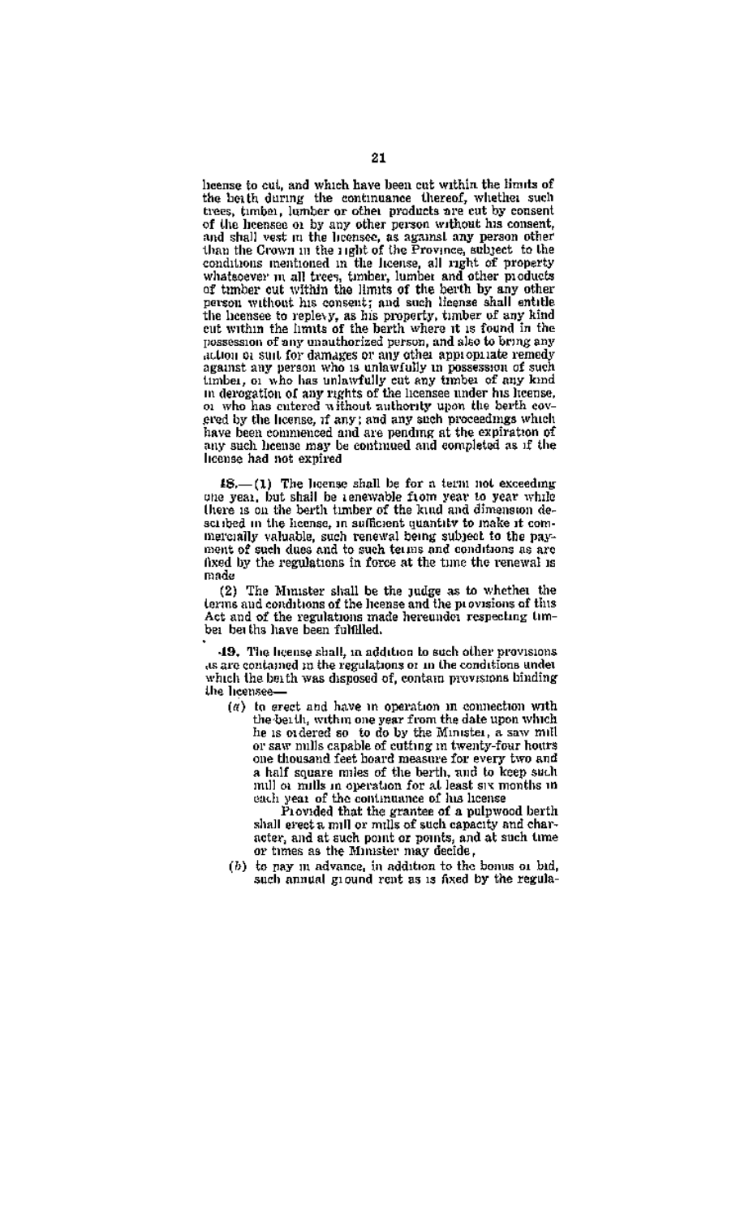license to cut, and which have been cut within the limits of the berth during the continuance thereof, whether such trees, timber, lumber or other products are cut by consent of the licensee or by any other person without his consent, and shall vest in the licensee, as against any person other than the Crown in the right of the Province, subject to the conditions mentioned in the license, all right of property whatsoever in all trees, timber, lumber and other products of timber cut within the limits of the berth by any other person without his consent; and such license shall entitle the licensee to replevy, as his property, timber of any kind cut within the limits of the berth where it is found in the possession of any unauthorized person, and also to bring any action or suit for damages or any other appropriate remedy against any person who is unlawfully in possession of such timber, or who has unlawfully cut any timber of any kind in derogation of any rights of the licensee under his license, or who has entered without authority upon the berth covered by the license, if any; and any such proceedings which have been commenced and are pending at the expiration of any such license may be continued and completed as if the license had not expired

**18.**—(1) The license shall be for a term not exceeding one year, but shall be renewable from year to year while there is on the berth timber of the kind and dimension described in the license, in sufficient quantity to make it commercially valuable, such renewal being subject to the payment of such dues and to such terms and conditions as are fixed by the regulations in force at the time the renewal is made

(2) The Minister shall be the judge as to whether the terms and conditions of the license and the provisions of this Act and of the regulations made hereunder respecting timber berths have been fulfilled.

**19.** The license shall, in addition to such other provisions as are contained in the regulations or in the conditions under which the berth was disposed of, contain provisions binding the licensee—

(a) to erect and have in operation in connection with the berth, within one year from the date upon which he is ordered so to do by the Minister, a saw mill or saw mills capable of cutting in twenty-four hours one thousand feet board measure for every two and a half square miles of the berth, and to keep such mill or mills in operation for at least six months in each year of the continuance of his license

Provided that the grantee of a pulpwood berth shall erect a mill or mills of such capacity and character, and at such point or points, and at such time or times as the Minister may decide,

(b) to pay in advance, in addition to the bonus or bid, such annual ground rent as is fixed by the regula-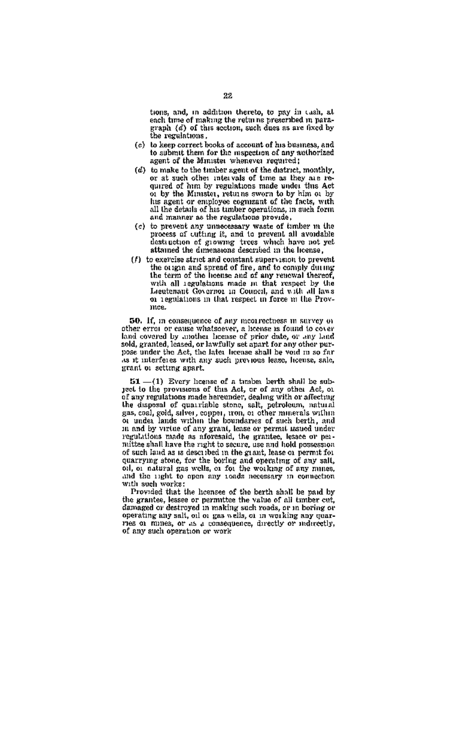tions, and, in addition thereto, to pay in cash, at each time of making the returns prescribed in paragraph (*d*) of this section, such dues as are fixed by the regulations,

(*c*) to keep correct books of account of his business, and to submit them for the inspection of any authorized agent of the Minister whenever required;

(*d*) to make to the timber agent of the district, monthly, or at such other intervals of time as they are required of him by regulations made under this Act or by the Minister, returns sworn to by him or by his agent or employee cognizant of the facts, with all the details of his timber operations, in such form and manner as the regulations provide,

(*e*) to prevent any unnecessary waste of timber in the process of cutting it, and to prevent all avoidable destruction of growing trees which have not yet attained the dimensions described in the license,

(*f*) to exercise strict and constant supervision to prevent the origin and spread of fire, and to comply during the term of the license and of any renewal thereof, with all regulations made in that respect by the Lieutenant Governor in Council, and with all laws or regulations in that respect in force in the Province.

**50.** If, in consequence of any incorrectness in survey or other error or cause whatsoever, a license is found to cover land covered by another license of prior date, or any land sold, granted, leased, or lawfully set apart for any other purpose under the Act, the later license shall be void in so far as it interferes with any such previous lease, license, sale, grant or setting apart.

**51**.—(1) Every license of a timber berth shall be subject to the provisions of this Act, or of any other Act, or of any regulations made hereunder, dealing with or affecting the disposal of quarriable stone, salt, petroleum, natural gas, coal, gold, silver, copper, iron, or other minerals within or under lands within the boundaries of such berth, and in and by virtue of any grant, lease or permit issued under regulations made as aforesaid, the grantee, lessee or permittee shall have the right to secure, use and hold possession of such land as is described in the grant, lease or permit for quarrying stone, for the boring and operating of any salt, oil, or natural gas wells, or for the working of any mines, and the right to open any roads necessary in connection with such works:

Provided that the licensee of the berth shall be paid by the grantee, lessee or permittee the value of all timber cut, damaged or destroyed in making such roads, or in boring or operating any salt, oil or gas wells, or in working any quarries or mines, or as a consequence, directly or indirectly, of any such operation or work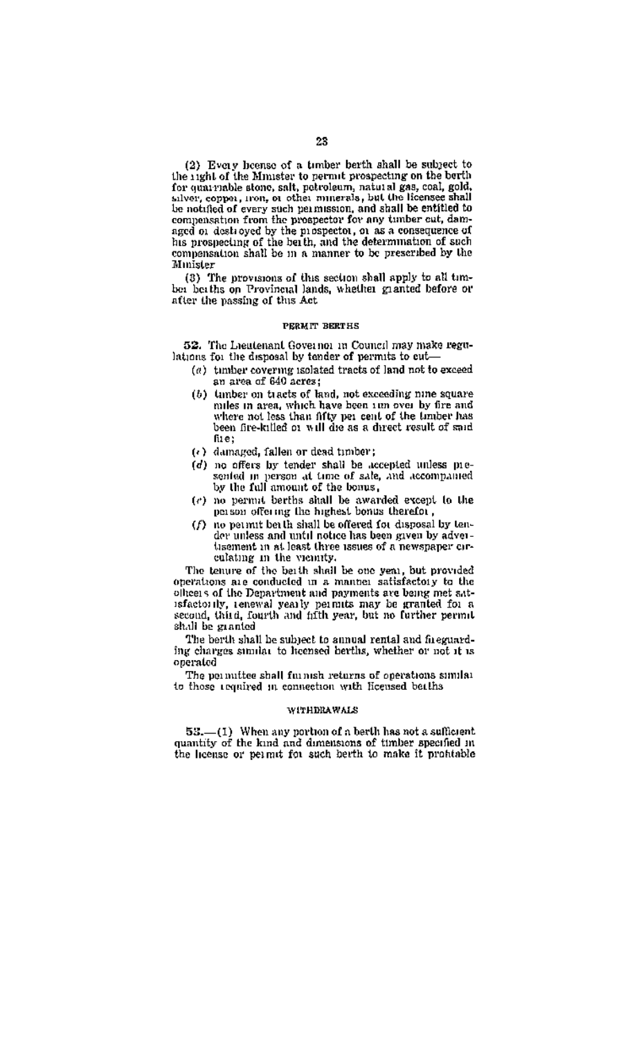(2) Every license of a timber berth shall be subject to the right of the Minister to permit prospecting on the berth for quarriable stone, salt, petroleum, natural gas, coal, gold, silver, copper, iron, or other minerals, but the licensee shall be notified of every such permission, and shall be entitled to compensation from the prospector for any timber cut, damaged or destroyed by the prospector, or as a consequence of his prospecting of the berth, and the determination of such compensation shall be in a manner to be prescribed by the Minister

(3) The provisions of this section shall apply to all timber berths on Provincial lands, whether granted before or after the passing of this Act

#### PERMIT BERTHS

**52.** The Lieutenant Governor in Council may make regulations for the disposal by tender of permits to cut—

- (a) timber covering isolated tracts of land not to exceed an area of 640 acres;
- (b) timber on tracts of land, not exceeding nine square miles in area, which have been run over by fire and where not less than fifty per cent of the timber has been fire-killed or will die as a direct result of said fire;
- (c) damaged, fallen or dead timber;
- (d) no offers by tender shall be accepted unless presented in person at time of sale, and accompanied by the full amount of the bonus,
- (e) no permit berths shall be awarded except to the person offering the highest bonus therefor,
- (f) no permit berth shall be offered for disposal by tender unless and until notice has been given by advertisement in at least three issues of a newspaper circulating in the vicinity.

The tenure of the berth shall be one year, but provided operations are conducted in a manner satisfactory to the officers of the Department and payments are being met satisfactorily, renewal yearly permits may be granted for a second, third, fourth and fifth year, but no further permit shall be granted

The berth shall be subject to annual rental and fireguarding charges similar to licensed berths, whether or not it is operated

The permittee shall furnish returns of operations similar to those required in connection with licensed berths

#### WITHDRAWALS

**53.**—(1) When any portion of a berth has not a sufficient quantity of the kind and dimensions of timber specified in the license or permit for such berth to make it profitable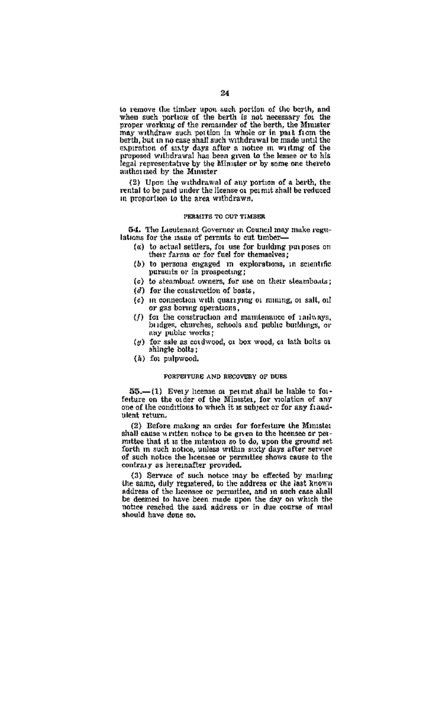to remove the timber upon such portion of the berth, and when such portion of the berth is not necessary for the proper working of the remainder of the berth, the Minister may withdraw such portion in whole or in part from the berth, but in no case shall such withdrawal be made until the expiration of sixty days after a notice in writing of the proposed withdrawal has been given to the lessee or to his legal representative by the Minister or by some one thereto authorized by the Minister

(2) Upon the withdrawal of any portion of a berth, the rental to be paid under the license or permit shall be reduced in proportion to the area withdrawn.

###### PERMITS TO CUT TIMBER

**54.** The Lieutenant Governor in Council may make regulations for the issue of permits to cut timber—

- (a) to actual settlers, for use for building purposes on their farms or for fuel for themselves;
- (b) to persons engaged in explorations, in scientific pursuits or in prospecting;
- (c) to steamboat owners, for use on their steamboats;
- (d) for the construction of boats,
- (e) in connection with quarrying or mining, or salt, oil or gas boring operations,
- (f) for the construction and maintenance of railways, bridges, churches, schools and public buildings, or any public works;
- (g) for sale as cordwood, or box wood, or lath bolts or shingle bolts;
- (h) for pulpwood.

###### FORFEITURE AND RECOVERY OF DUES

**55.**—(1) Every license or permit shall be liable to forfeiture on the order of the Minister, for violation of any one of the conditions to which it is subject or for any fraudulent return.

(2) Before making an order for forfeiture the Minister shall cause written notice to be given to the licensee or permittee that it is the intention so to do, upon the ground set forth in such notice, unless within sixty days after service of such notice the licensee or permittee shows cause to the contrary as hereinafter provided.

(3) Service of such notice may be effected by mailing the same, duly registered, to the address or the last known address of the licensee or permittee, and in such case shall be deemed to have been made upon the day on which the notice reached the said address or in due course of mail should have done so.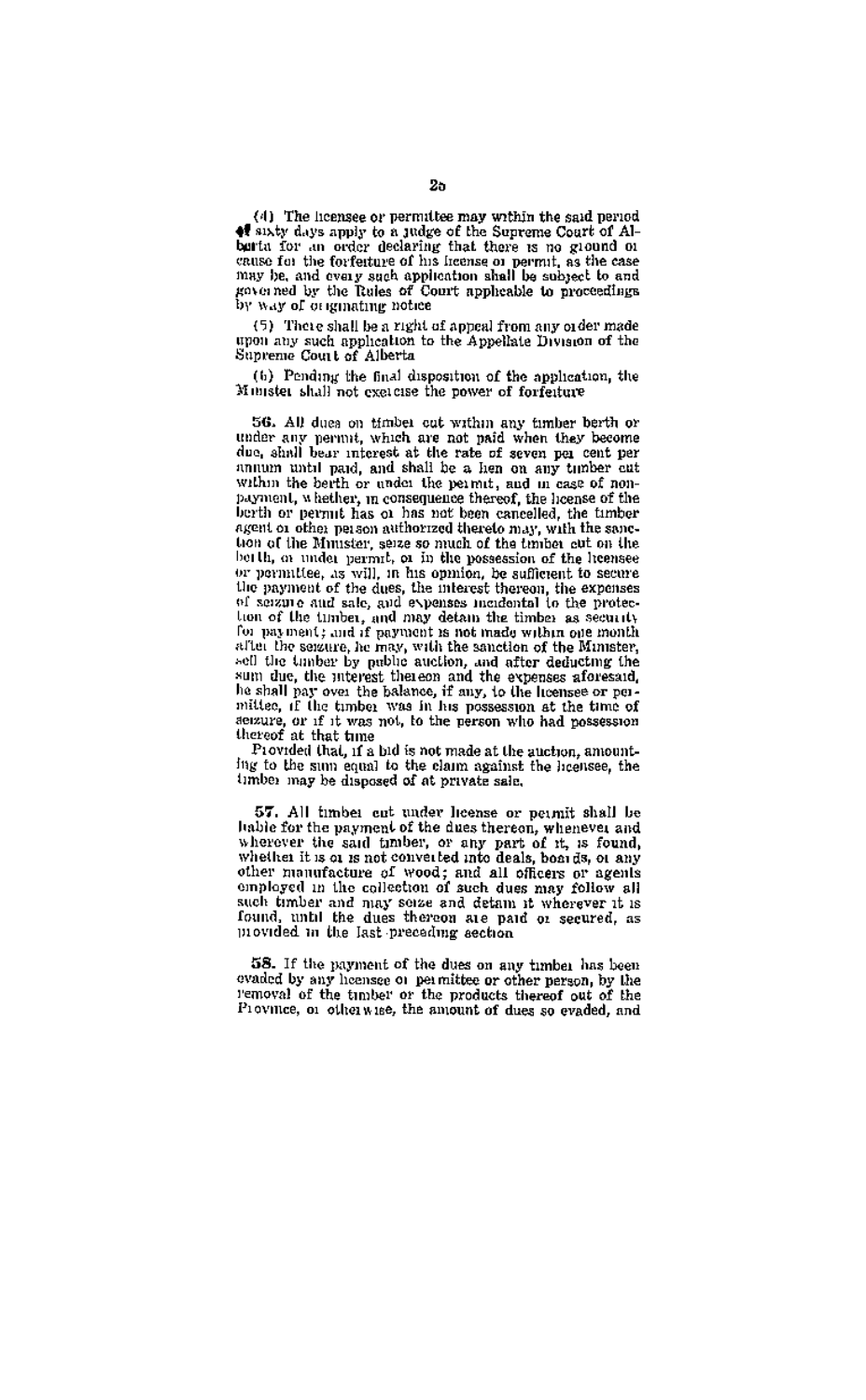(4) The licensee or permittee may within the said period of sixty days apply to a judge of the Supreme Court of Alberta for an order declaring that there is no ground or cause for the forfeiture of his license or permit, as the case may be, and every such application shall be subject to and governed by the Rules of Court applicable to proceedings by way of originating notice

(5) There shall be a right of appeal from any order made upon any such application to the Appellate Division of the Supreme Court of Alberta

(6) Pending the final disposition of the application, the Minister shall not exercise the power of forfeiture

**56.** All dues on timber cut within any timber berth or under any permit, which are not paid when they become due, shall bear interest at the rate of seven per cent per annum until paid, and shall be a lien on any timber cut within the berth or under the permit, and in case of non-payment, whether, in consequence thereof, the license of the berth or permit has or has not been cancelled, the timber agent or other person authorized thereto may, with the sanction of the Minister, seize so much of the timber cut on the berth, or under permit, or in the possession of the licensee or permittee, as will, in his opinion, be sufficient to secure the payment of the dues, the interest thereon, the expenses of seizure and sale, and expenses incidental to the protection of the timber, and may detain the timber as security for payment; and if payment is not made within one month after the seizure, he may, with the sanction of the Minister, sell the timber by public auction, and after deducting the sum due, the interest thereon and the expenses aforesaid, he shall pay over the balance, if any, to the licensee or permittee, if the timber was in his possession at the time of seizure, or if it was not, to the person who had possession thereof at that time

Provided that, if a bid is not made at the auction, amounting to the sum equal to the claim against the licensee, the timber may be disposed of at private sale.

**57.** All timber cut under license or permit shall be liable for the payment of the dues thereon, whenever and wherever the said timber, or any part of it, is found, whether it is or is not converted into deals, boards, or any other manufacture of wood; and all officers or agents employed in the collection of such dues may follow all such timber and may seize and detain it wherever it is found, until the dues thereon are paid or secured, as provided in the last preceding section

**58.** If the payment of the dues on any timber has been evaded by any licensee or permittee or other person, by the removal of the timber or the products thereof out of the Province, or otherwise, the amount of dues so evaded, and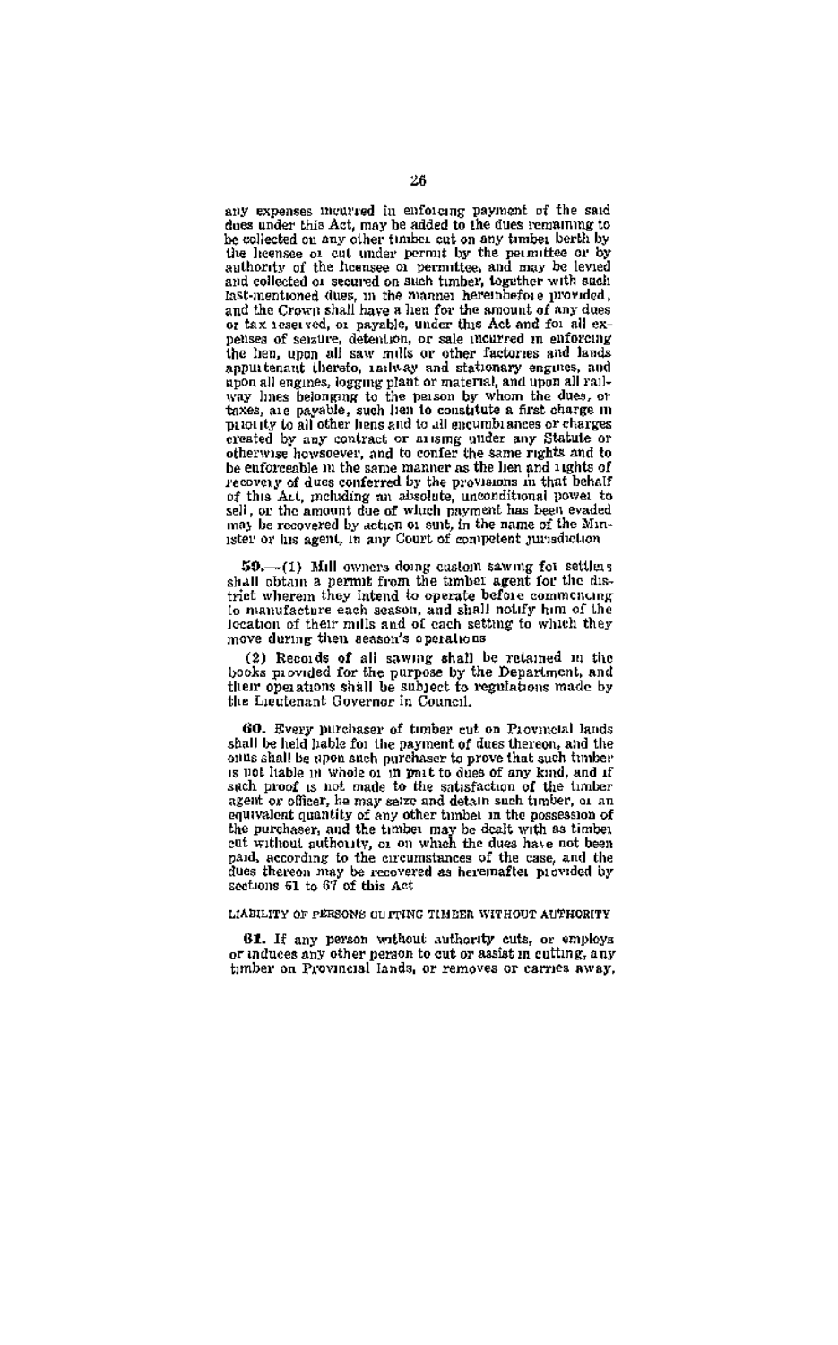any expenses incurred in enforcing payment of the said dues under this Act, may be added to the dues remaining to be collected on any other timber cut on any timber berth by the licensee or cut under permit by the permittee or by authority of the licensee or permittee, and may be levied and collected or secured on such timber, together with such last-mentioned dues, in the manner hereinbefore provided, and the Crown shall have a lien for the amount of any dues or tax reserved, or payable, under this Act and for all expenses of seizure, detention, or sale incurred in enforcing the lien, upon all saw mills or other factories and lands appurtenant thereto, railway and stationary engines, and upon all engines, logging plant or material, and upon all railway lines belonging to the person by whom the dues, or taxes, are payable, such lien to constitute a first charge in priority to all other liens and to all encumbrances or charges created by any contract or arising under any Statute or otherwise howsoever, and to confer the same rights and to be enforceable in the same manner as the lien and rights of recovery of dues conferred by the provisions in that behalf of this Act, including an absolute, unconditional power to sell, or the amount due of which payment has been evaded may be recovered by action or suit, in the name of the Minister or his agent, in any Court of competent jurisdiction

**59.**—(1) Mill owners doing custom sawing for settlers shall obtain a permit from the timber agent for the district wherein they intend to operate before commencing to manufacture each season, and shall notify him of the location of their mills and of each setting to which they move during their season's operations

(2) Records of all sawing shall be retained in the books provided for the purpose by the Department, and their operations shall be subject to regulations made by the Lieutenant Governor in Council.

**60.** Every purchaser of timber cut on Provincial lands shall be held liable for the payment of dues thereon, and the onus shall be upon such purchaser to prove that such timber is not liable in whole or in part to dues of any kind, and if such proof is not made to the satisfaction of the timber agent or officer, he may seize and detain such timber, or an equivalent quantity of any other timber in the possession of the purchaser, and the timber may be dealt with as timber cut without authority, or on which the dues have not been paid, according to the circumstances of the case, and the dues thereon may be recovered as hereinafter provided by sections 61 to 67 of this Act

LIABILITY OF PERSONS CUTTING TIMBER WITHOUT AUTHORITY

**61.** If any person without authority cuts, or employs or induces any other person to cut or assist in cutting, any timber on Provincial lands, or removes or carries away,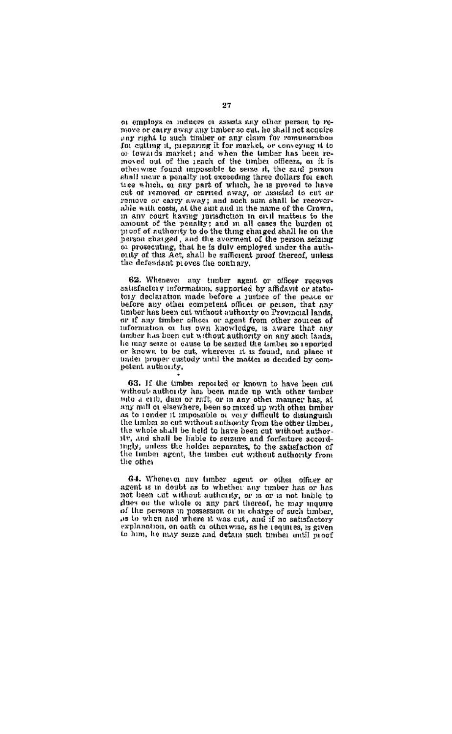or employs or induces or assists any other person to remove or carry away any timber so cut, he shall not acquire any right to such timber or any claim for remuneration for cutting it, preparing it for market, or conveying it to or towards market; and when the timber has been removed out of the reach of the timber officers, or it is otherwise found impossible to seize it, the said person shall incur a penalty not exceeding three dollars for each tree which, or any part of which, he is proved to have cut or removed or carried away, or assisted to cut or remove or carry away; and such sum shall be recoverable with costs, at the suit and in the name of the Crown, in any court having jurisdiction in civil matters to the amount of the penalty; and in all cases the burden of proof of authority to do the thing charged shall lie on the person charged, and the averment of the person seizing or prosecuting, that he is duly employed under the authority of this Act, shall be sufficient proof thereof, unless the defendant proves the contrary.

**62.** Whenever any timber agent or officer receives satisfactory information, supported by affidavit or statutory declaration made before a justice of the peace or before any other competent officer or person, that any timber has been cut without authority on Provincial lands, or if any timber officer or agent from other sources of information or his own knowledge, is aware that any timber has been cut without authority on any such lands, he may seize or cause to be seized the timber so reported or known to be cut, wherever it is found, and place it under proper custody until the matter is decided by competent authority.

**63.** If the timber reported or known to have been cut without authority has been made up with other timber into a crib, dam or raft, or in any other manner has, at any mill or elsewhere, been so mixed up with other timber as to render it impossible or very difficult to distinguish the timber so cut without authority from the other timber, the whole shall be held to have been cut without authority, and shall be liable to seizure and forfeiture accordingly, unless the holder separates, to the satisfaction of the timber agent, the timber cut without authority from the other

**64.** Whenever any timber agent or other officer or agent is in doubt as to whether any timber has or has not been cut without authority, or is or is not liable to dues on the whole or any part thereof, he may inquire of the persons in possession or in charge of such timber, as to when and where it was cut, and if no satisfactory explanation, on oath or otherwise, as he requires, is given to him, he may seize and detain such timber until proof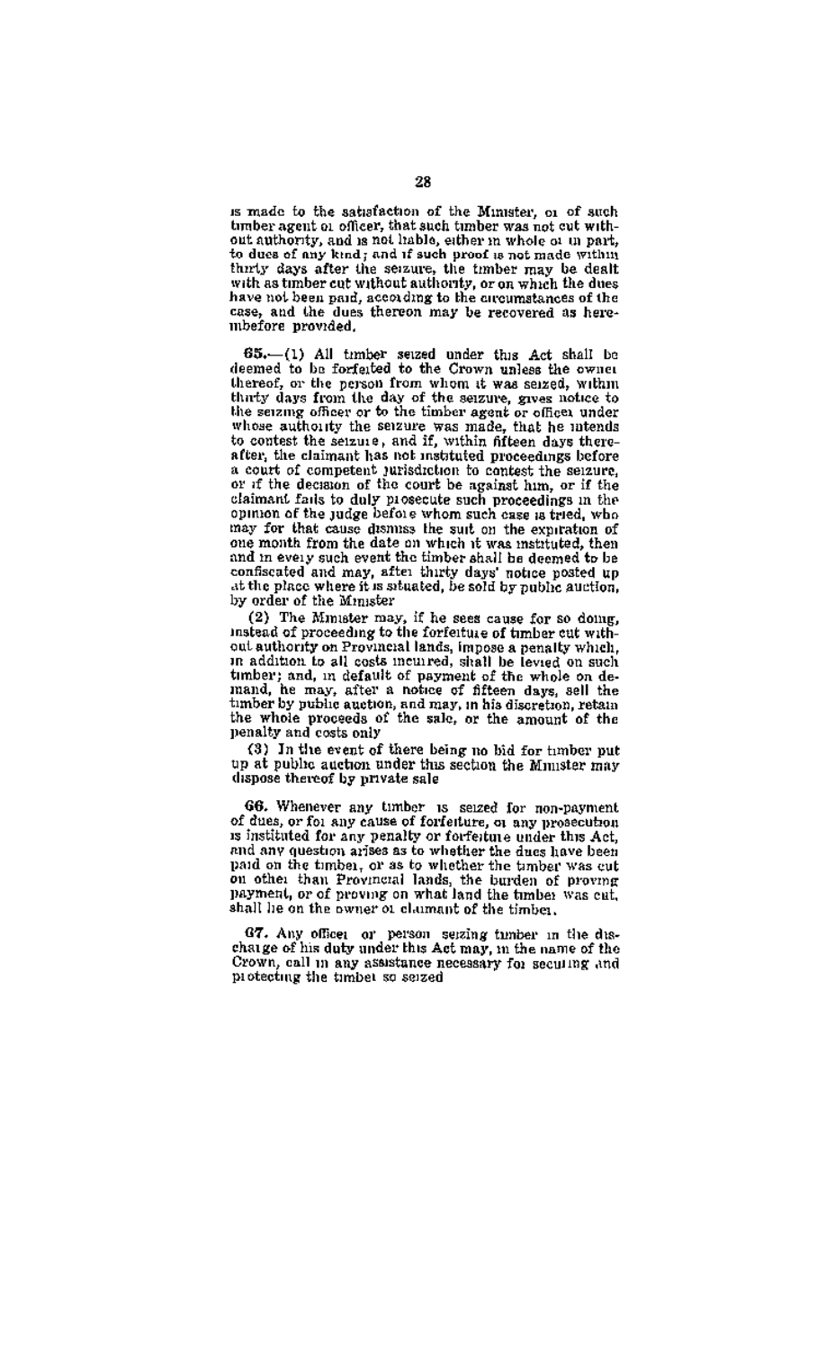is made to the satisfaction of the Minister, or of such timber agent or officer, that such timber was not cut without authority, and is not liable, either in whole or in part, to dues of any kind; and if such proof is not made within thirty days after the seizure, the timber may be dealt with as timber cut without authority, or on which the dues have not been paid, according to the circumstances of the case, and the dues thereon may be recovered as hereinbefore provided.

**65.**—(1) All timber seized under this Act shall be deemed to be forfeited to the Crown unless the owner thereof, or the person from whom it was seized, within thirty days from the day of the seizure, gives notice to the seizing officer or to the timber agent or officer under whose authority the seizure was made, that he intends to contest the seizure, and if, within fifteen days thereafter, the claimant has not instituted proceedings before a court of competent jurisdiction to contest the seizure, or if the decision of the court be against him, or if the claimant fails to duly prosecute such proceedings in the opinion of the judge before whom such case is tried, who may for that cause dismiss the suit on the expiration of one month from the date on which it was instituted, then and in every such event the timber shall be deemed to be confiscated and may, after thirty days' notice posted up at the place where it is situated, be sold by public auction, by order of the Minister

(2) The Minister may, if he sees cause for so doing, instead of proceeding to the forfeiture of timber cut without authority on Provincial lands, impose a penalty which, in addition to all costs incurred, shall be levied on such timber; and, in default of payment of the whole on demand, he may, after a notice of fifteen days, sell the timber by public auction, and may, in his discretion, retain the whole proceeds of the sale, or the amount of the penalty and costs only

(3) In the event of there being no bid for timber put up at public auction under this section the Minister may dispose thereof by private sale

**66.** Whenever any timber is seized for non-payment of dues, or for any cause of forfeiture, or any prosecution is instituted for any penalty or forfeiture under this Act, and any question arises as to whether the dues have been paid on the timber, or as to whether the timber was cut on other than Provincial lands, the burden of proving payment, or of proving on what land the timber was cut, shall lie on the owner or claimant of the timber.

**67.** Any officer or person seizing timber in the discharge of his duty under this Act may, in the name of the Crown, call in any assistance necessary for securing and protecting the timber so seized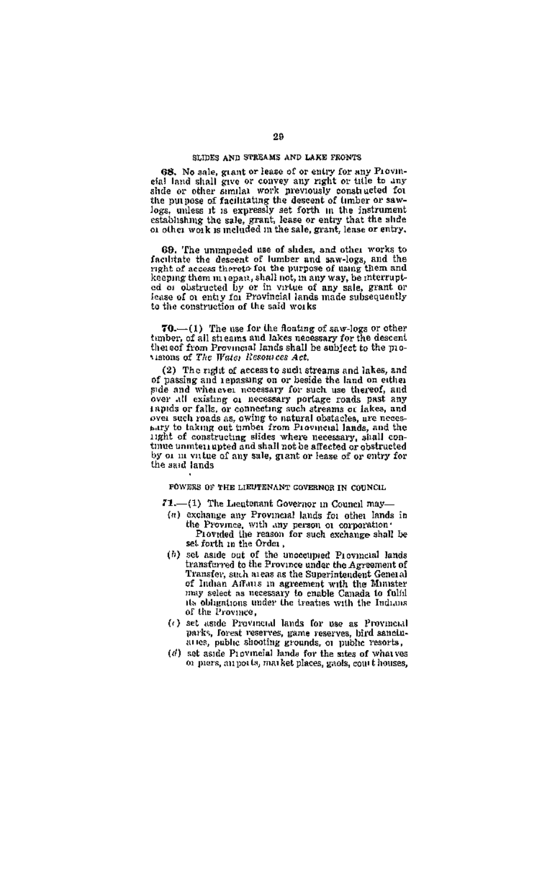## SLIDES AND STREAMS AND LAKE FRONTS

**68.** No sale, grant or lease of or entry for any Provincial land shall give or convey any right or title to any slide or other similar work previously constructed for the purpose of facilitating the descent of timber or saw-logs, unless it is expressly set forth in the instrument establishing the sale, grant, lease or entry that the slide or other work is included in the sale, grant, lease or entry.

**69.** The unimpeded use of slides, and other works to facilitate the descent of lumber and saw-logs, and the right of access thereto for the purpose of using them and keeping them in repair, shall not, in any way, be interrupted or obstructed by or in virtue of any sale, grant or lease of or entry for Provincial lands made subsequently to the construction of the said works

**70.**—(1) The use for the floating of saw-logs or other timber, of all streams and lakes necessary for the descent thereof from Provincial lands shall be subject to the provisions of *The Water Resources Act*.

(2) The right of access to such streams and lakes, and of passing and repassing on or beside the land on either side and wherever necessary for such use thereof, and over all existing or necessary portage roads past any rapids or falls, or connecting such streams or lakes, and over such roads as, owing to natural obstacles, are necessary to taking out timber from Provincial lands, and the right of constructing slides where necessary, shall continue uninterrupted and shall not be affected or obstructed by or in virtue of any sale, grant or lease of or entry for the said lands

## POWERS OF THE LIEUTENANT GOVERNOR IN COUNCIL

**71.**—(1) The Lieutenant Governor in Council may—

(a) exchange any Provincial lands for other lands in the Province, with any person or corporation: Provided the reason for such exchange shall be set forth in the Order,

(b) set aside out of the unoccupied Provincial lands transferred to the Province under the Agreement of Transfer, such areas as the Superintendent General of Indian Affairs in agreement with the Minister may select as necessary to enable Canada to fulfil its obligations under the treaties with the Indians of the Province,

(c) set aside Provincial lands for use as Provincial parks, forest reserves, game reserves, bird sanctuaries, public shooting grounds, or public resorts,

(d) set aside Provincial lands for the sites of wharves or piers, airports, market places, gaols, court houses,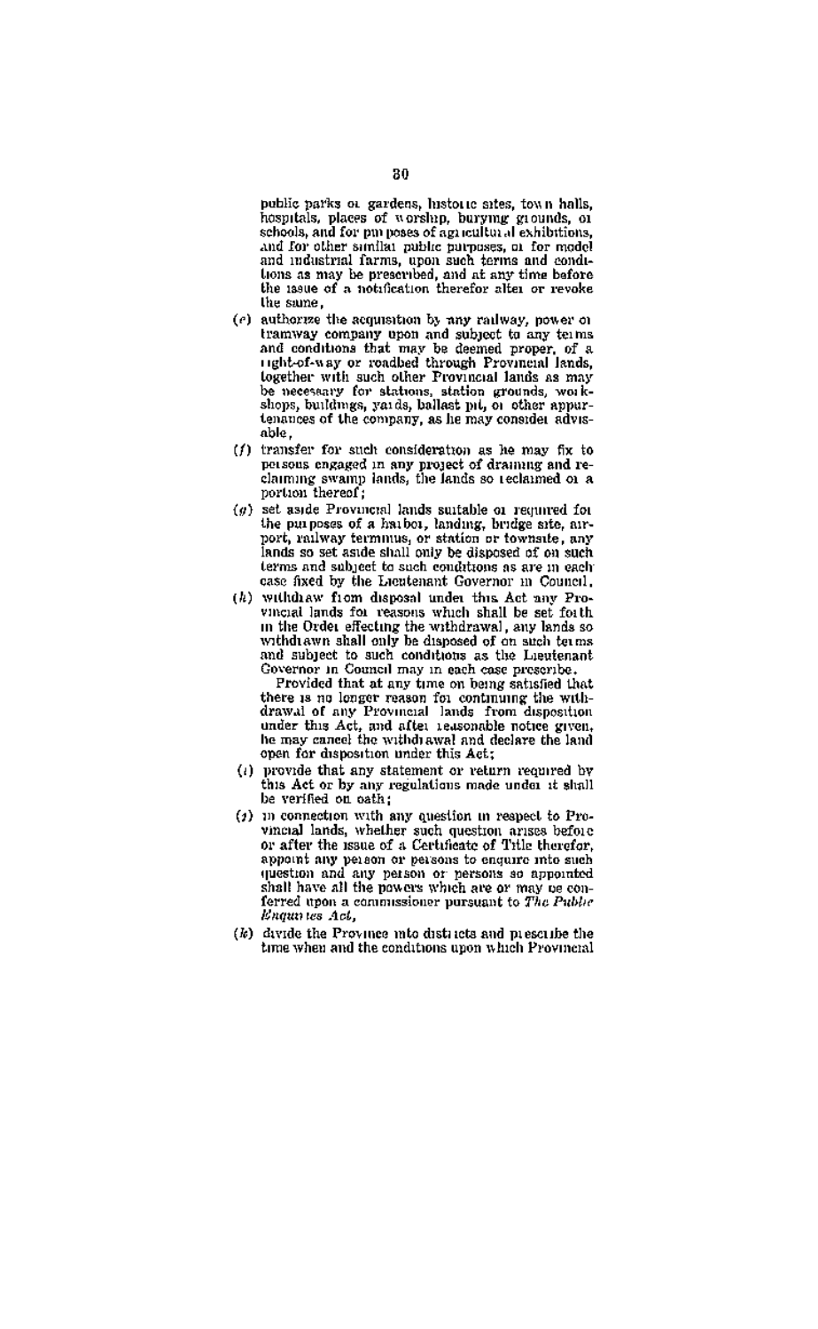public parks or gardens, historic sites, town halls, hospitals, places of worship, burying grounds, or schools, and for purposes of agricultural exhibitions, and for other similar public purposes, or for model and industrial farms, upon such terms and conditions as may be prescribed, and at any time before the issue of a notification therefor alter or revoke the same,

(e) authorize the acquisition by any railway, power or tramway company upon and subject to any terms and conditions that may be deemed proper, of a right-of-way or roadbed through Provincial lands, together with such other Provincial lands as may be necessary for stations, station grounds, workshops, buildings, yards, ballast pit, or other appurtenances of the company, as he may consider advisable,

(f) transfer for such consideration as he may fix to persons engaged in any project of draining and reclaiming swamp lands, the lands so reclaimed or a portion thereof;

(g) set aside Provincial lands suitable or required for the purposes of a harbor, landing, bridge site, airport, railway terminus, or station or townsite, any lands so set aside shall only be disposed of on such terms and subject to such conditions as are in each case fixed by the Lieutenant Governor in Council,

(h) withdraw from disposal under this Act any Provincial lands for reasons which shall be set forth in the Order effecting the withdrawal, any lands so withdrawn shall only be disposed of on such terms and subject to such conditions as the Lieutenant Governor in Council may in each case prescribe.

Provided that at any time on being satisfied that there is no longer reason for continuing the withdrawal of any Provincial lands from disposition under this Act, and after reasonable notice given, he may cancel the withdrawal and declare the land open for disposition under this Act;

(i) provide that any statement or return required by this Act or by any regulations made under it shall be verified on oath;

(j) in connection with any question in respect to Provincial lands, whether such question arises before or after the issue of a Certificate of Title therefor, appoint any person or persons to enquire into such question and any person or persons so appointed shall have all the powers which are or may be conferred upon a commissioner pursuant to *The Public Enquiries Act*,

(k) divide the Province into districts and prescribe the time when and the conditions upon which Provincial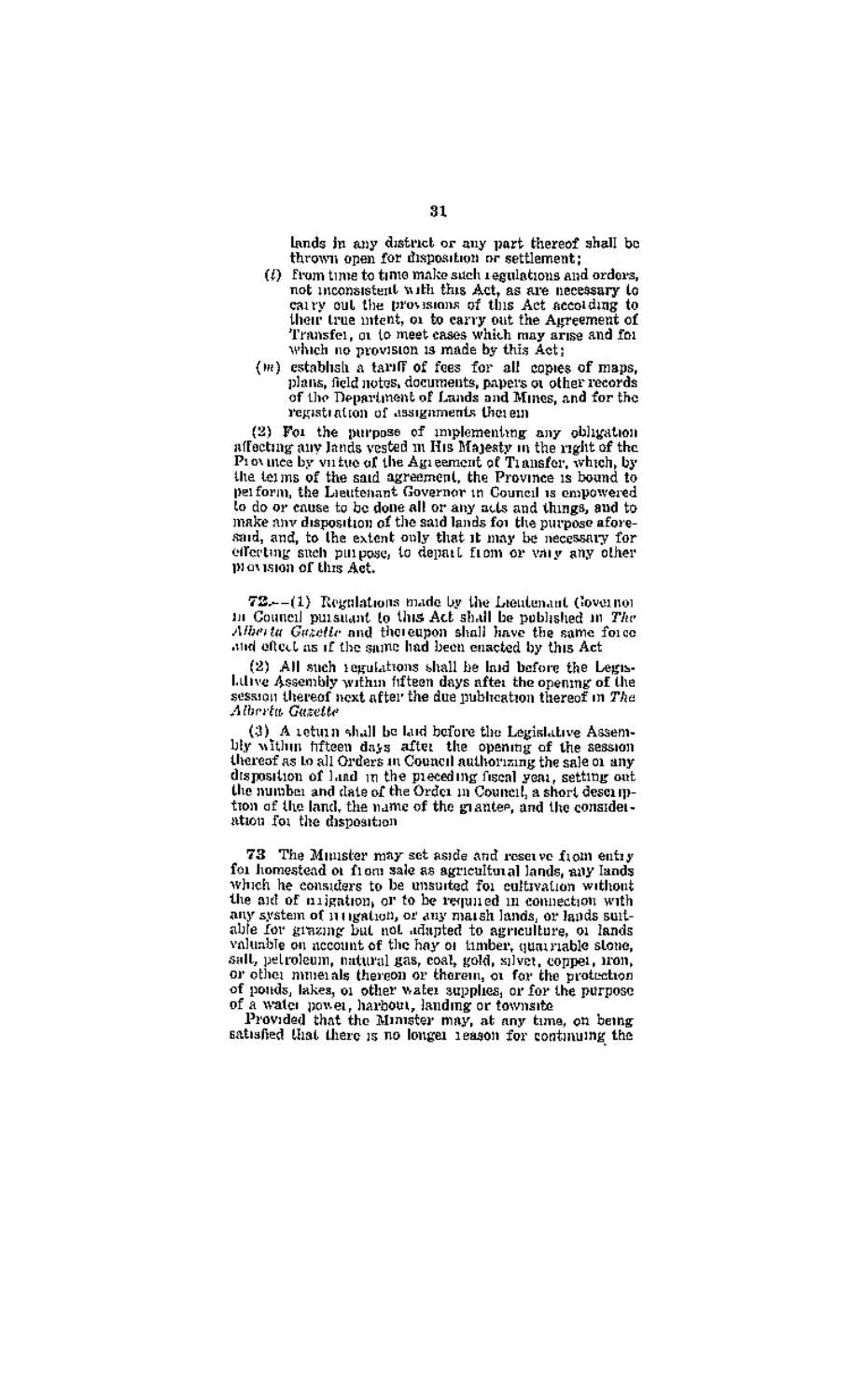lands in any district or any part thereof shall be thrown open for disposition or settlement;

(*l*) from time to time make such regulations and orders, not inconsistent with this Act, as are necessary to carry out the provisions of this Act according to their true intent, or to carry out the Agreement of Transfer, or to meet cases which may arise and for which no provision is made by this Act;

(*m*) establish a tariff of fees for all copies of maps, plans, field notes, documents, papers or other records of the Department of Lands and Mines, and for the registration of assignments therein

(2) For the purpose of implementing any obligation affecting any lands vested in His Majesty in the right of the Province by virtue of the Agreement of Transfer, which, by the terms of the said agreement, the Province is bound to perform, the Lieutenant Governor in Council is empowered to do or cause to be done all or any acts and things, and to make any disposition of the said lands for the purpose aforesaid, and, to the extent only that it may be necessary for effecting such purpose, to depart from or vary any other provision of this Act.

**72.**—(1) Regulations made by the Lieutenant Governor in Council pursuant to this Act shall be published in *The Alberta Gazette* and thereupon shall have the same force and effect as if the same had been enacted by this Act

(2) All such regulations shall be laid before the Legislative Assembly within fifteen days after the opening of the session thereof next after the due publication thereof in *The Alberta Gazette*

(3) A return shall be laid before the Legislative Assembly within fifteen days after the opening of the session thereof as to all Orders in Council authorizing the sale or any disposition of land in the preceding fiscal year, setting out the number and date of the Order in Council, a short description of the land, the name of the grantee, and the consideration for the disposition

**73** The Minister may set aside and reserve from entry for homestead or from sale as agricultural lands, any lands which he considers to be unsuited for cultivation without the aid of irrigation, or to be required in connection with any system of irrigation, or any marsh lands, or lands suitable for grazing but not adapted to agriculture, or lands valuable on account of the hay or timber, quarriable stone, salt, petroleum, natural gas, coal, gold, silver, copper, iron, or other minerals thereon or therein, or for the protection of ponds, lakes, or other water supplies, or for the purpose of a water power, harbour, landing or townsite

Provided that the Minister may, at any time, on being satisfied that there is no longer reason for continuing the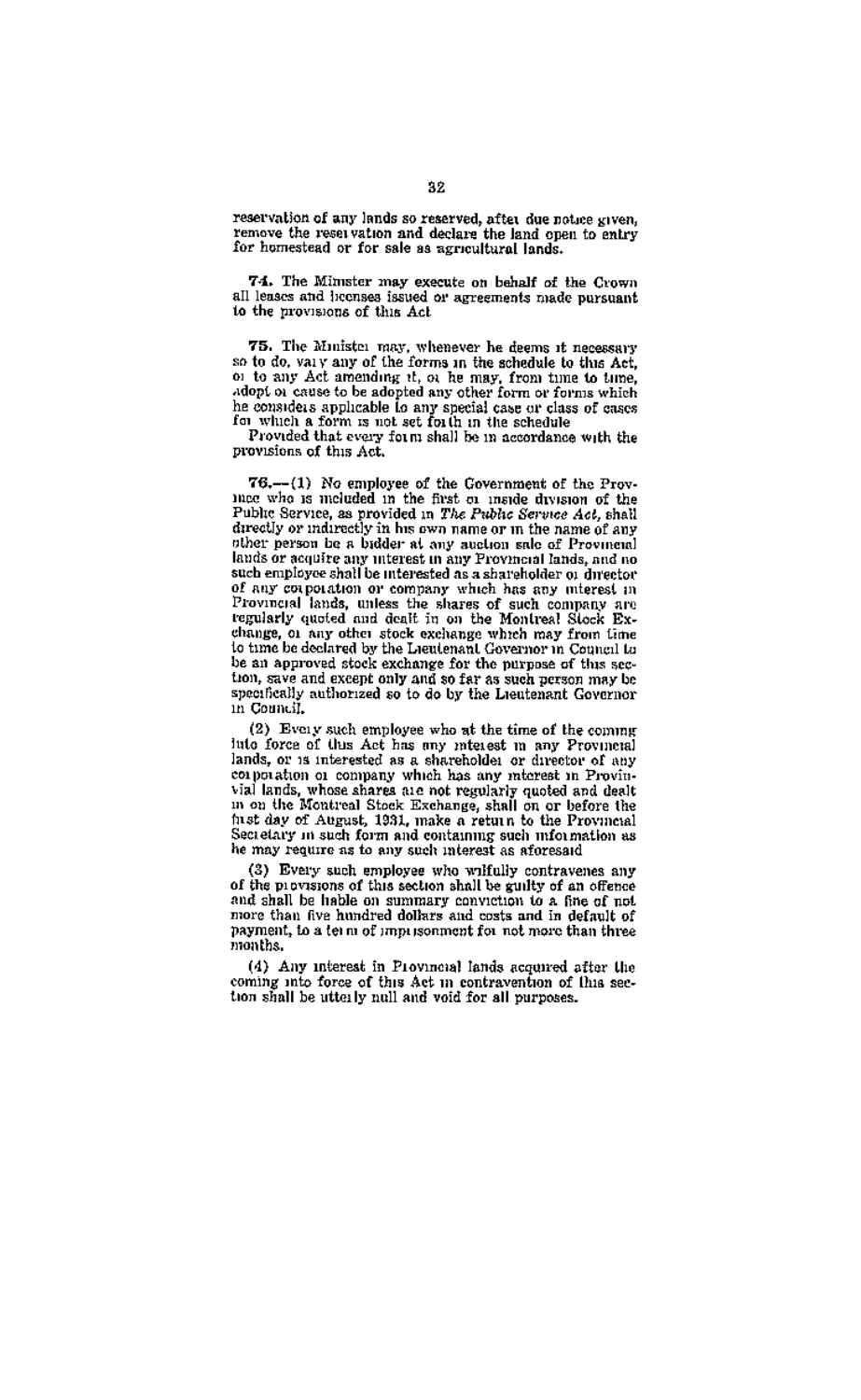reservation of any lands so reserved, after due notice given, remove the reservation and declare the land open to entry for homestead or for sale as agricultural lands.

**74.** The Minister may execute on behalf of the Crown all leases and licenses issued or agreements made pursuant to the provisions of this Act

**75.** The Minister may, whenever he deems it necessary so to do, vary any of the forms in the schedule to this Act, or to any Act amending it, or he may, from time to time, adopt or cause to be adopted any other form or forms which he considers applicable to any special case or class of cases for which a form is not set forth in the schedule

Provided that every form shall be in accordance with the provisions of this Act.

**76.**—(1) No employee of the Government of the Province who is included in the first or inside division of the Public Service, as provided in *The Public Service Act*, shall directly or indirectly in his own name or in the name of any other person be a bidder at any auction sale of Provincial lands or acquire any interest in any Provincial lands, and no such employee shall be interested as a shareholder or director of any corporation or company which has any interest in Provincial lands, unless the shares of such company are regularly quoted and dealt in on the Montreal Stock Exchange, or any other stock exchange which may from time to time be declared by the Lieutenant Governor in Council to be an approved stock exchange for the purpose of this section, save and except only and so far as such person may be specifically authorized so to do by the Lieutenant Governor in Council.

(2) Every such employee who at the time of the coming into force of this Act has any interest in any Provincial lands, or is interested as a shareholder or director of any corporation or company which has any interest in Provincial lands, whose shares are not regularly quoted and dealt in on the Montreal Stock Exchange, shall on or before the first day of August, 1931, make a return to the Provincial Secretary in such form and containing such information as he may require as to any such interest as aforesaid

(3) Every such employee who wilfully contravenes any of the provisions of this section shall be guilty of an offence and shall be liable on summary conviction to a fine of not more than five hundred dollars and costs and in default of payment, to a term of imprisonment for not more than three months.

(4) Any interest in Provincial lands acquired after the coming into force of this Act in contravention of this section shall be utterly null and void for all purposes.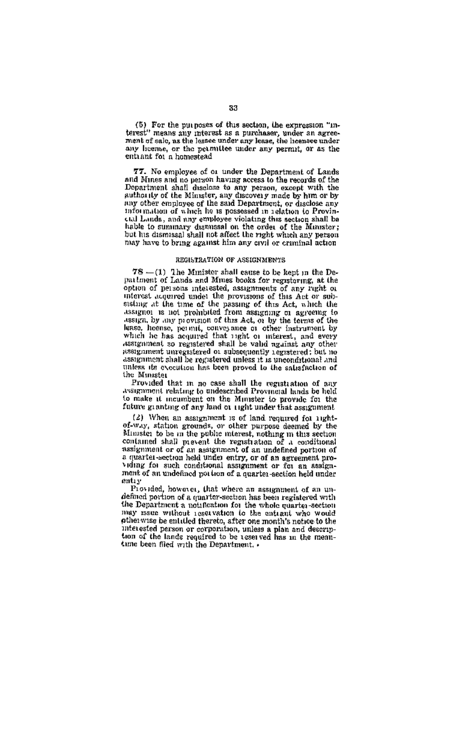(5) For the purposes of this section, the expression "interest" means any interest as a purchaser, under an agreement of sale, as the lessee under any lease, the licensee under any license, or the permittee under any permit, or as the entrant for a homestead

**77.** No employee of or under the Department of Lands and Mines and no person having access to the records of the Department shall disclose to any person, except with the authority of the Minister, any discovery made by him or by any other employee of the said Department, or disclose any information of which he is possessed in relation to Provincial Lands, and any employee violating this section shall be liable to summary dismissal on the order of the Minister; but his dismissal shall not affect the right which any person may have to bring against him any civil or criminal action

## REGISTRATION OF ASSIGNMENTS

**78**.—(1) The Minister shall cause to be kept in the Department of Lands and Mines books for registering, at the option of persons interested, assignments of any right or interest acquired under the provisions of this Act or subsisting at the time of the passing of this Act, which the assignor is not prohibited from assigning or agreeing to assign, by any provision of this Act, or by the terms of the lease, license, permit, conveyance or other instrument by which he has acquired that right or interest, and every assignment so registered shall be valid against any other assignment unregistered or subsequently registered; but no assignment shall be registered unless it is unconditional and unless its execution has been proved to the satisfaction of the Minister

Provided that in no case shall the registration of any assignment relating to undescribed Provincial lands be held to make it incumbent on the Minister to provide for the future granting of any land or right under that assignment

(2) When an assignment is of land required for right-of-way, station grounds, or other purpose deemed by the Minister to be in the public interest, nothing in this section contained shall prevent the registration of a conditional assignment or of an assignment of an undefined portion of a quarter-section held under entry, or of an agreement providing for such conditional assignment or for an assignment of an undefined portion of a quarter-section held under entry

Provided, however, that where an assignment of an undefined portion of a quarter-section has been registered with the Department a notification for the whole quarter-section may issue without reservation to the entrant who would otherwise be entitled thereto, after one month's notice to the interested person or corporation, unless a plan and description of the lands required to be reserved has in the meantime been filed with the Department.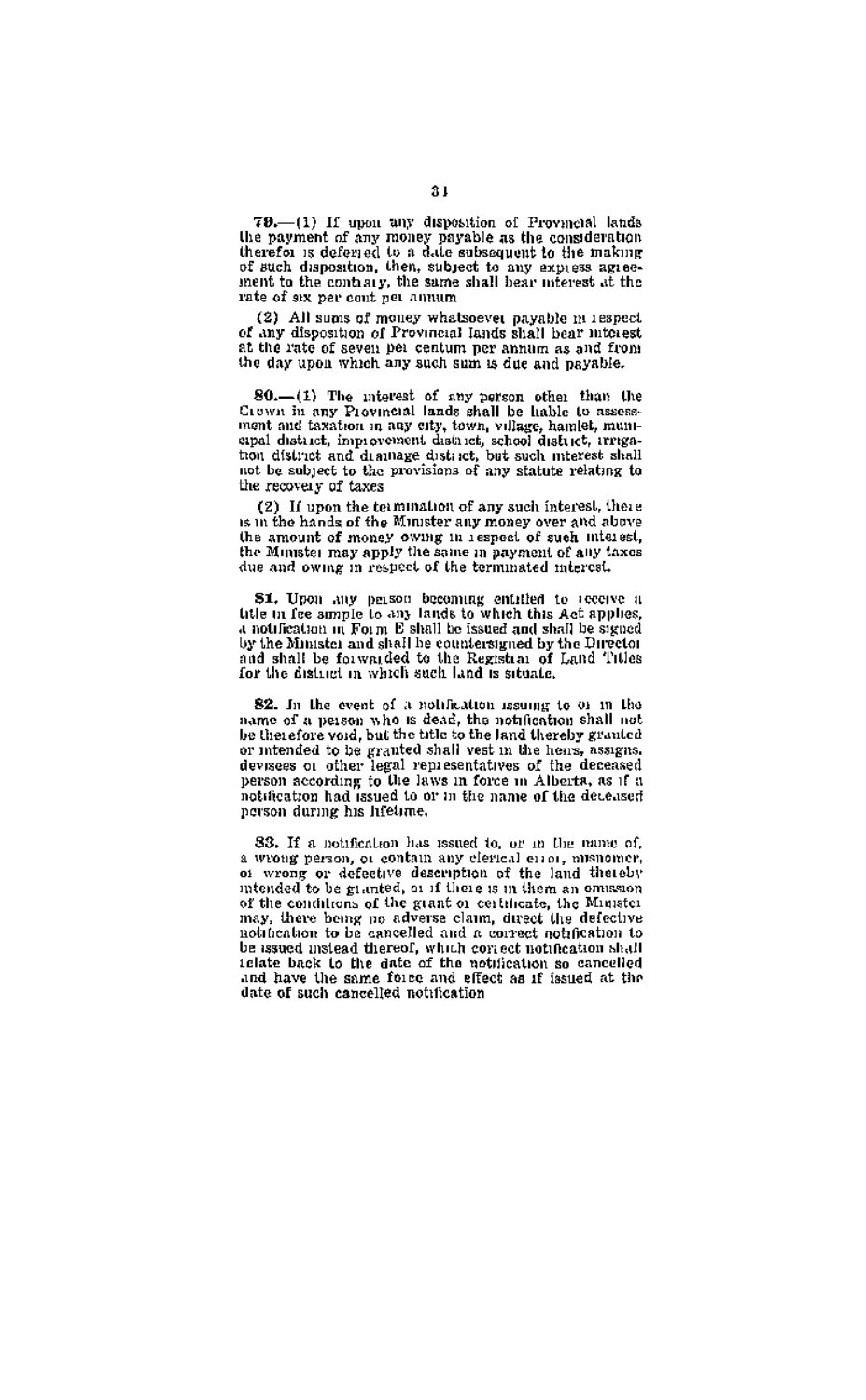**79.**—(1) If upon any disposition of Provincial lands the payment of any money payable as the consideration therefor is deferred to a date subsequent to the making of such disposition, then, subject to any express agreement to the contrary, the same shall bear interest at the rate of six per cent per annum

(2) All sums of money whatsoever payable in respect of any disposition of Provincial lands shall bear interest at the rate of seven per centum per annum as and from the day upon which any such sum is due and payable.

**80.**—(1) The interest of any person other than the Crown in any Provincial lands shall be liable to assessment and taxation in any city, town, village, hamlet, municipal district, improvement district, school district, irrigation district and drainage district, but such interest shall not be subject to the provisions of any statute relating to the recovery of taxes

(2) If upon the termination of any such interest, there is in the hands of the Minister any money over and above the amount of money owing in respect of such interest, the Minister may apply the same in payment of any taxes due and owing in respect of the terminated interest.

**81.** Upon any person becoming entitled to receive a title in fee simple to any lands to which this Act applies, a notification in Form E shall be issued and shall be signed by the Minister and shall be countersigned by the Director and shall be forwarded to the Registrar of Land Titles for the district in which such land is situate.

**82.** In the event of a notification issuing to or in the name of a person who is dead, the notification shall not be therefore void, but the title to the land thereby granted or intended to be granted shall vest in the heirs, assigns, devisees or other legal representatives of the deceased person according to the laws in force in Alberta, as if a notification had issued to or in the name of the deceased person during his lifetime.

**83.** If a notification has issued to, or in the name of, a wrong person, or contain any clerical error, misnomer, or wrong or defective description of the land thereby intended to be granted, or if there is in them an omission of the conditions of the grant or certificate, the Minister may, there being no adverse claim, direct the defective notification to be cancelled and a correct notification to be issued instead thereof, which correct notification shall relate back to the date of the notification so cancelled and have the same force and effect as if issued at the date of such cancelled notification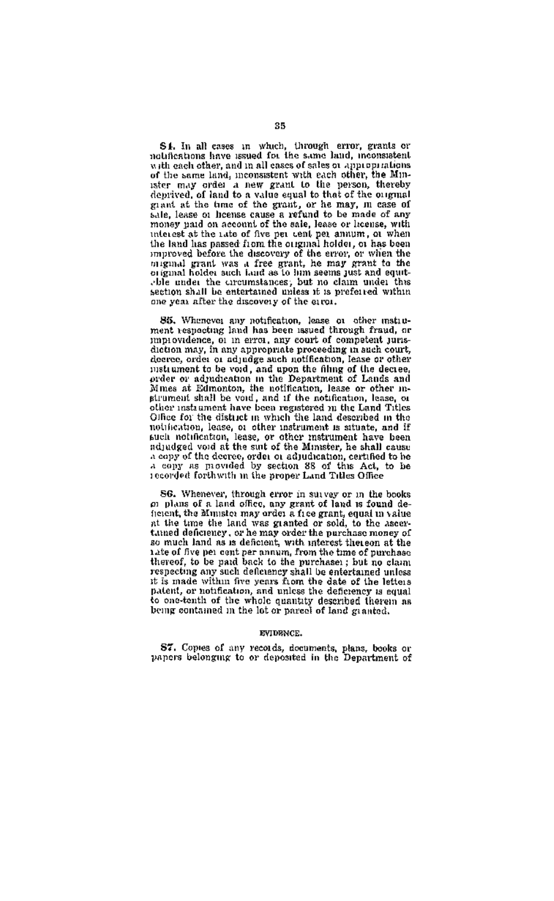**84.** In all cases in which, through error, grants or notifications have issued for the same land, inconsistent with each other, and in all cases of sales or appropriations of the same land, inconsistent with each other, the Minister may order a new grant to the person, thereby deprived, of land to a value equal to that of the original grant at the time of the grant, or he may, in case of sale, lease or license cause a refund to be made of any money paid on account of the sale, lease or license, with interest at the rate of five per cent per annum, or when the land has passed from the original holder, or has been improved before the discovery of the error, or when the original grant was a free grant, he may grant to the original holder such land as to him seems just and equitable under the circumstances; but no claim under this section shall be entertained unless it is preferred within one year after the discovery of the error.

**85.** Whenever any notification, lease or other instrument respecting land has been issued through fraud, or improvidence, or in error, any court of competent jurisdiction may, in any appropriate proceeding in such court, decree, order or adjudge such notification, lease or other instrument to be void, and upon the filing of the decree, order or adjudication in the Department of Lands and Mines at Edmonton, the notification, lease or other instrument shall be void, and if the notification, lease, or other instrument have been registered in the Land Titles Office for the district in which the land described in the notification, lease, or other instrument is situate, and if such notification, lease, or other instrument have been adjudged void at the suit of the Minister, he shall cause a copy of the decree, order or adjudication, certified to be a copy as provided by section 88 of this Act, to be recorded forthwith in the proper Land Titles Office

**86.** Whenever, through error in survey or in the books or plans of a land office, any grant of land is found deficient, the Minister may order a free grant, equal in value at the time the land was granted or sold, to the ascertained deficiency, or he may order the purchase money of so much land as is deficient, with interest thereon at the rate of five per cent per annum, from the time of purchase thereof, to be paid back to the purchaser; but no claim respecting any such deficiency shall be entertained unless it is made within five years from the date of the letters patent, or notification, and unless the deficiency is equal to one-tenth of the whole quantity described therein as being contained in the lot or parcel of land granted.

## EVIDENCE.

**87.** Copies of any records, documents, plans, books or papers belonging to or deposited in the Department of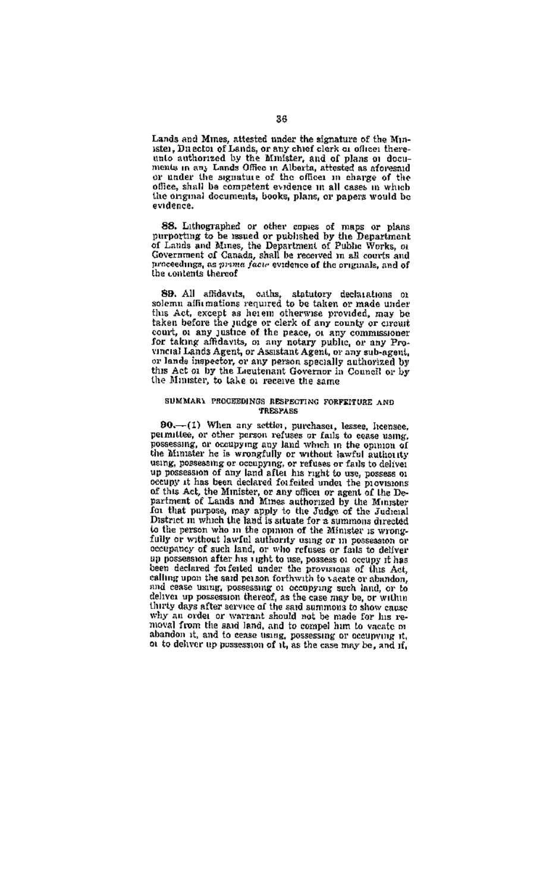Lands and Mines, attested under the signature of the Minister, Director of Lands, or any chief clerk or officer thereunto authorized by the Minister, and of plans or documents in any Lands Office in Alberta, attested as aforesaid or under the signature of the officer in charge of the office, shall be competent evidence in all cases in which the original documents, books, plans, or papers would be evidence.

**88.** Lithographed or other copies of maps or plans purporting to be issued or published by the Department of Lands and Mines, the Department of Public Works, or Government of Canada, shall be received in all courts and proceedings, as *prima facie* evidence of the originals, and of the contents thereof

**89.** All affidavits, oaths, statutory declarations or solemn affirmations required to be taken or made under this Act, except as herein otherwise provided, may be taken before the judge or clerk of any county or circuit court, or any justice of the peace, or any commissioner for taking affidavits, or any notary public, or any Provincial Lands Agent, or Assistant Agent, or any sub-agent, or lands inspector, or any person specially authorized by this Act or by the Lieutenant Governor in Council or by the Minister, to take or receive the same

### SUMMARY PROCEEDINGS RESPECTING FORFEITURE AND TRESPASS

**90.**—(1) When any settler, purchaser, lessee, licensee, permittee, or other person refuses or fails to cease using, possessing, or occupying any land which in the opinion of the Minister he is wrongfully or without lawful authority using, possessing or occupying, or refuses or fails to deliver up possession of any land after his right to use, possess or occupy it has been declared forfeited under the provisions of this Act, the Minister, or any officer or agent of the Department of Lands and Mines authorized by the Minister for that purpose, may apply to the Judge of the Judicial District in which the land is situate for a summons directed to the person who in the opinion of the Minister is wrongfully or without lawful authority using or in possession or occupancy of such land, or who refuses or fails to deliver up possession after his right to use, possess or occupy it has been declared forfeited under the provisions of this Act, calling upon the said person forthwith to vacate or abandon, and cease using, possessing or occupying such land, or to deliver up possession thereof, as the case may be, or within thirty days after service of the said summons to show cause why an order or warrant should not be made for his removal from the said land, and to compel him to vacate or abandon it, and to cease using, possessing or occupying it, or to deliver up possession of it, as the case may be, and if,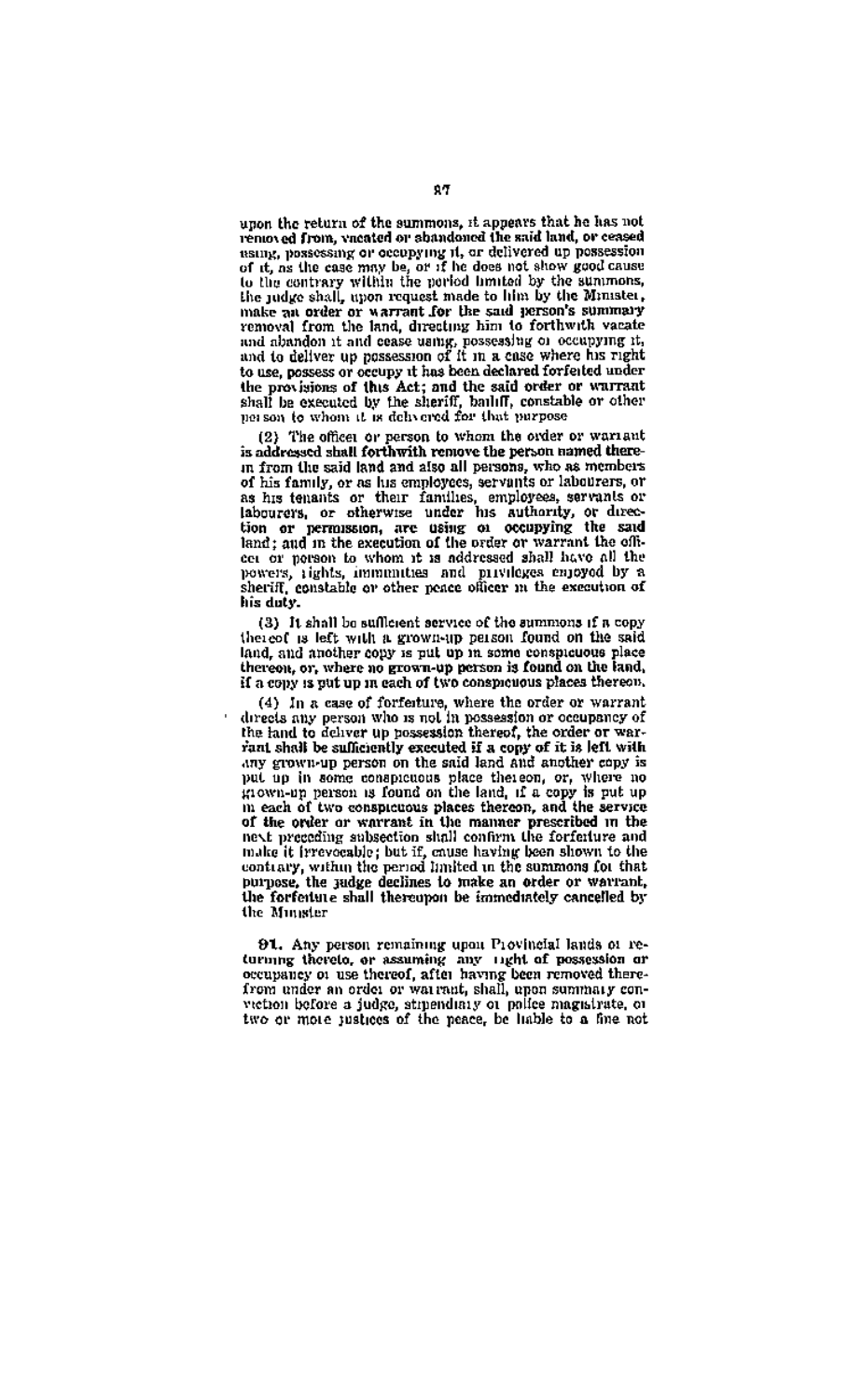upon the return of the summons, it appears that he has not removed from, vacated or abandoned the said land, or ceased using, possessing or occupying it, or delivered up possession of it, as the case may be, or if he does not show good cause to the contrary within the period limited by the summons, the judge shall, upon request made to him by the Minister, make an order or warrant for the said person's summary removal from the land, directing him to forthwith vacate and abandon it and cease using, possessing or occupying it, and to deliver up possession of it in a case where his right to use, possess or occupy it has been declared forfeited under the provisions of this Act; and the said order or warrant shall be executed by the sheriff, bailiff, constable or other person to whom it is delivered for that purpose

(2) The officer or person to whom the order or warrant is addressed shall forthwith remove the person named therein from the said land and also all persons, who as members of his family, or as his employees, servants or labourers, or as his tenants or their families, employees, servants or labourers, or otherwise under his authority, or direction or permission, are using or occupying the said land; and in the execution of the order or warrant the officer or person to whom it is addressed shall have all the powers, rights, immunities and privileges enjoyed by a sheriff, constable or other peace officer in the execution of his duty.

(3) It shall be sufficient service of the summons if a copy thereof is left with a grown-up person found on the said land, and another copy is put up in some conspicuous place thereon, or, where no grown-up person is found on the land, if a copy is put up in each of two conspicuous places thereon.

(4) In a case of forfeiture, where the order or warrant directs any person who is not in possession or occupancy of the land to deliver up possession thereof, the order or warrant shall be sufficiently executed if a copy of it is left with any grown-up person on the said land and another copy is put up in some conspicuous place thereon, or, where no grown-up person is found on the land, if a copy is put up in each of two conspicuous places thereon, and the service of the order or warrant in the manner prescribed in the next preceding subsection shall confirm the forfeiture and make it irrevocable; but if, cause having been shown to the contrary, within the period limited in the summons for that purpose, the judge declines to make an order or warrant, the forfeiture shall thereupon be immediately cancelled by the Minister

**91.** Any person remaining upon Provincial lands or returning thereto, or assuming any right of possession or occupancy or use thereof, after having been removed therefrom under an order or warrant, shall, upon summary conviction before a judge, stipendiary or police magistrate, or two or more justices of the peace, be liable to a fine not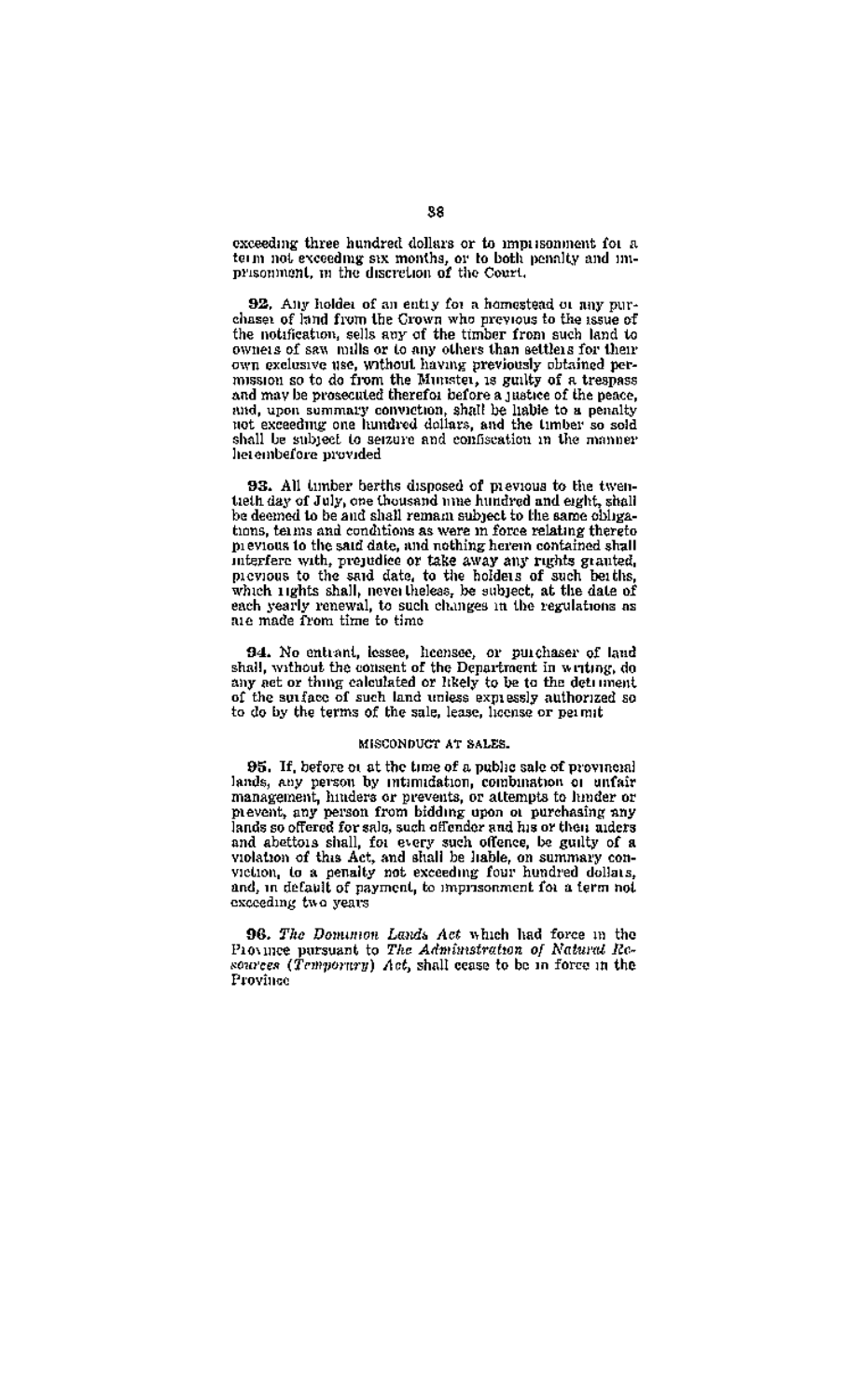exceeding three hundred dollars or to imprisonment for a term not exceeding six months, or to both penalty and imprisonment, in the discretion of the Court.

**92.** Any holder of an entry for a homestead or any purchaser of land from the Crown who previous to the issue of the notification, sells any of the timber from such land to owners of saw mills or to any others than settlers for their own exclusive use, without having previously obtained permission so to do from the Minister, is guilty of a trespass and may be prosecuted therefor before a justice of the peace, and, upon summary conviction, shall be liable to a penalty not exceeding one hundred dollars, and the timber so sold shall be subject to seizure and confiscation in the manner hereinbefore provided

**93.** All timber berths disposed of previous to the twentieth day of July, one thousand nine hundred and eight, shall be deemed to be and shall remain subject to the same obligations, terms and conditions as were in force relating thereto previous to the said date, and nothing herein contained shall interfere with, prejudice or take away any rights granted, previous to the said date, to the holders of such berths, which rights shall, nevertheless, be subject, at the date of each yearly renewal, to such changes in the regulations as are made from time to time

**94.** No entrant, lessee, licensee, or purchaser of land shall, without the consent of the Department in writing, do any act or thing calculated or likely to be to the detriment of the surface of such land unless expressly authorized so to do by the terms of the sale, lease, license or permit

### MISCONDUCT AT SALES.

**95.** If, before or at the time of a public sale of provincial lands, any person by intimidation, combination or unfair management, hinders or prevents, or attempts to hinder or prevent, any person from bidding upon or purchasing any lands so offered for sale, such offender and his or their aiders and abettors shall, for every such offence, be guilty of a violation of this Act, and shall be liable, on summary conviction, to a penalty not exceeding four hundred dollars, and, in default of payment, to imprisonment for a term not exceeding two years

**96.** *The Dominion Lands Act* which had force in the Province pursuant to *The Administration of Natural Resources (Temporary) Act*, shall cease to be in force in the Province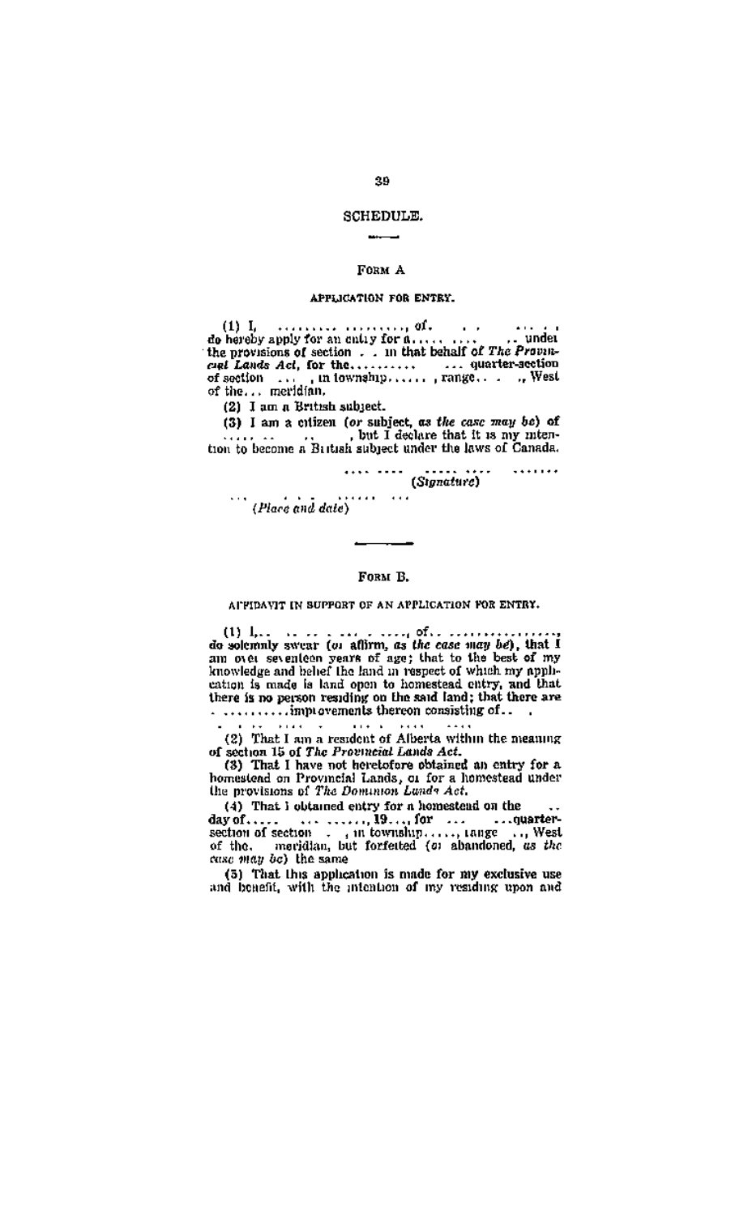## SCHEDULE.

### FORM A

#### APPLICATION FOR ENTRY.

(1) I, .......... .........., of. . . ... . . do hereby apply for an entry for a...... .... .. under the provisions of section . . in that behalf of *The Provincial Lands Act*, for the.......... ... quarter-section of section ... , in township...... , range.. . ., West of the... meridian.

(2) I am a British subject.

(3) I am a citizen (*or* subject, *as the case may be*) of ..... .. .. , but I declare that it is my intention to become a British subject under the laws of Canada.

.... .... ..... .... ........
(*Signature*)

... . . . ...... ...
(*Place and date*)

---

### FORM B.

#### AFFIDAVIT IN SUPPORT OF AN APPLICATION FOR ENTRY.

(1) I,.. .. .. . ... . ...., of.. .................., do solemnly swear (*or* affirm, *as the case may be*), that I am over seventeen years of age; that to the best of my knowledge and belief the land in respect of which my application is made is land open to homestead entry, and that there is no person residing on the said land; that there are . ..........improvements thereon consisting of.. .

. . .. .... . ... . .... ....

(2) That I am a resident of Alberta within the meaning of section 15 of *The Provincial Lands Act*.

(3) That I have not heretofore obtained an entry for a homestead on Provincial Lands, or for a homestead under the provisions of *The Dominion Lands Act*.

(4) That I obtained entry for a homestead on the .. day of..... ... ......., 19..., for ... ...quarter-section of section . , in township....., range .., West of the meridian, but forfeited (*or* abandoned, *as the case may be*) the same

(5) That this application is made for my exclusive use and benefit, with the intention of my residing upon and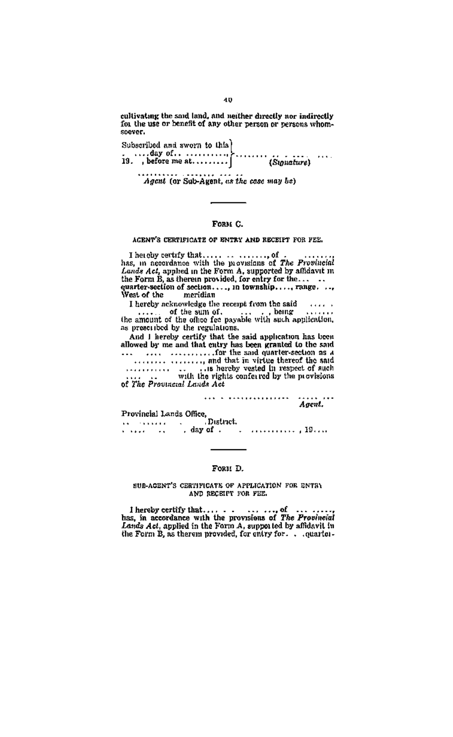cultivating the said land, and neither directly nor indirectly for the use or benefit of any other person or persons whomsoever.

Subscribed and sworn to this ....day of.. ..........., 19. , before me at......... } ........ .. . .... .... (*Signature*)

.......... ........ ... ..
*Agent* (or Sub-Agent, *as the case may be*)

---

## FORM C.

### AGENT'S CERTIFICATE OF ENTRY AND RECEIPT FOR FEE.

I hereby certify that..... .. ........, of . ........, has, in accordance with the provisions of *The Provincial Lands Act*, applied in the Form A, supported by affidavit in the Form B, as therein provided, for entry for the... .. quarter-section of section...., in township...., range. .., West of the meridian

I hereby acknowledge the receipt from the said ..... . ..... of the sum of. ... . , being ....... the amount of the office fee payable with such application, as prescribed by the regulations.

And I hereby certify that the said application has been allowed by me and that entry has been granted to the said ... .... ...........for the said quarter-section as a ........ ........, and that in virtue thereof the said ........... .. ..is hereby vested in respect of such .... .. with the rights conferred by the provisions of *The Provincial Lands Act*

... . ............... ...... ...
*Agent.*

Provincial Lands Office,
.. ....... . .District.
. .... .. , day of . . ..........., 19....

---

## FORM D.

### SUB-AGENT'S CERTIFICATE OF APPLICATION FOR ENTRY AND RECEIPT FOR FEE.

I hereby certify that.... . . ... ...., of ... ....., has, in accordance with the provisions of *The Provincial Lands Act*, applied in the Form A, supported by affidavit in the Form B, as therein provided, for entry for. . .quarter-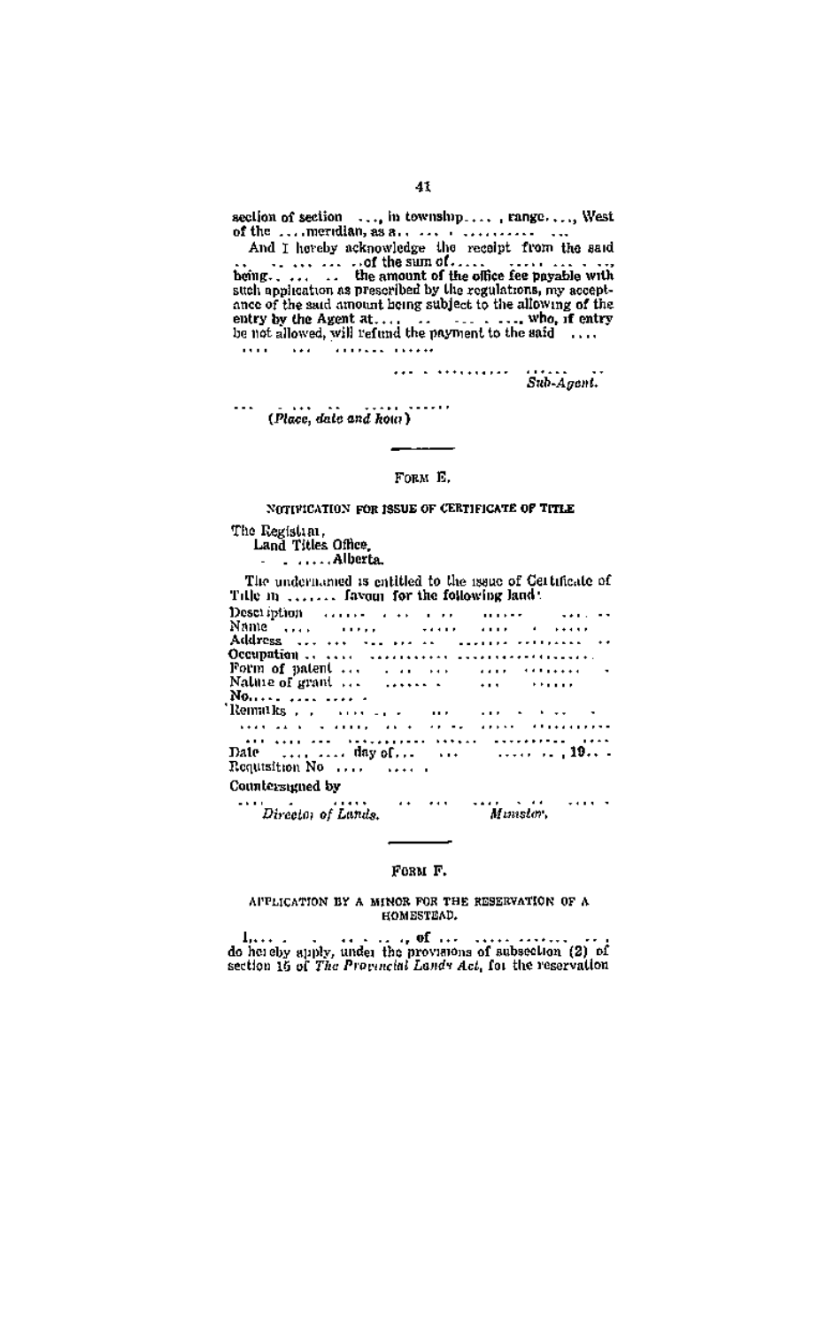section of section ...., in township...., range...., West of the ....meridian, as a.. ... . ............ ...

And I hereby acknowledge the receipt from the said .. .. ... ... ..of the sum of..... ..... ... . ..., being.. ... .. the amount of the office fee payable with such application as prescribed by the regulations, my acceptance of the said amount being subject to the allowing of the entry by the Agent at.... .. ... . .... who, if entry be not allowed, will refund the payment to the said .... .... ... ....... ......

... . ........... ...... ..
*Sub-Agent.*

... . ... .. ..... ......
(*Place, date and hour*)

---

## FORM E.

### NOTIFICATION FOR ISSUE OF CERTIFICATE OF TITLE

The Registrar,
Land Titles Office,
. . .....Alberta.

The undernamed is entitled to the issue of Certificate of Title in ....... favour for the following land:

Description ...... . .. . .. ...... ... ..
Name .... ..... ..... .... . .....
Address ... ... ... ... .. ....... ......... ..
Occupation .. .... ........... ................
Form of patent ... . .. ... .... ........ .
Nature of grant ... ....... . ... ......
No..... .... .... .
Remarks . . .... .. . ... ... . . .. .
.... .. . . ....., .. . .. .. ..... ..........
... .... ... .......... ...... .......... ....
Date .... .... day of... ... ...... .. , 19.. .
Requisition No .... ..... .

Countersigned by

.... . ..... .. ... .... . .. .... .
*Director of Lands.* *Minister.*

---

## FORM F.

### APPLICATION BY A MINOR FOR THE RESERVATION OF A HOMESTEAD.

I,.... . . .. . .. ., of ... ..... ....... .. . do hereby apply, under the provisions of subsection (2) of section 15 of *The Provincial Lands Act*, for the reservation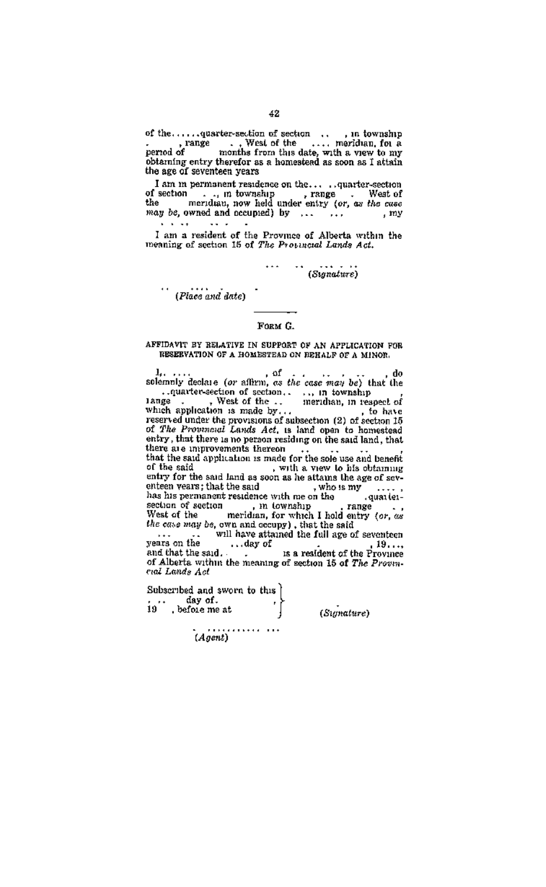of the......quarter-section of section .. , in township . , range . , West of the .... meridian, for a period of months from this date, with a view to my obtaining entry therefor as a homestead as soon as I attain the age of seventeen years

I am in permanent residence on the... ..quarter-section of section . ., in township , range . West of the meridian, now held under entry (*or, as the case may be*, owned and occupied) by ... ... , my . . .. .. .

I am a resident of the Province of Alberta within the meaning of section 15 of *The Provincial Lands Act*.

... .. ... . ..
(*Signature*)

.. .... .
(*Place and date*)

---

FORM G.

AFFIDAVIT BY RELATIVE IN SUPPORT OF AN APPLICATION FOR RESERVATION OF A HOMESTEAD ON BEHALF OF A MINOR.

I, .... , of . . .. . .. , do solemnly declare (*or* affirm, *as the case may be*) that the ..quarter-section of section.. ..., in township , range . , West of the .. meridian, in respect of which application is made by... , to have reserved under the provisions of subsection (2) of section 15 of *The Provincial Lands Act*, is land open to homestead entry, that there is no person residing on the said land, that there are improvements thereon .. .. .. , that the said application is made for the sole use and benefit of the said , with a view to his obtaining entry for the said land as soon as he attains the age of seventeen years; that the said , who is my .... , has his permanent residence with me on the . quarter-section of section , in township , range . , West of the meridian, for which I hold entry (*or, as the case may be*, own and occupy), that the said ... .. will have attained the full age of seventeen years on the ...day of . , 19..., and that the said. . is a resident of the Province of Alberta within the meaning of section 15 of *The Provincial Lands Act*

Subscribed and sworn to this . .. day of. , 19 , before me at (*Signature*)

. ............ ...
(*Agent*)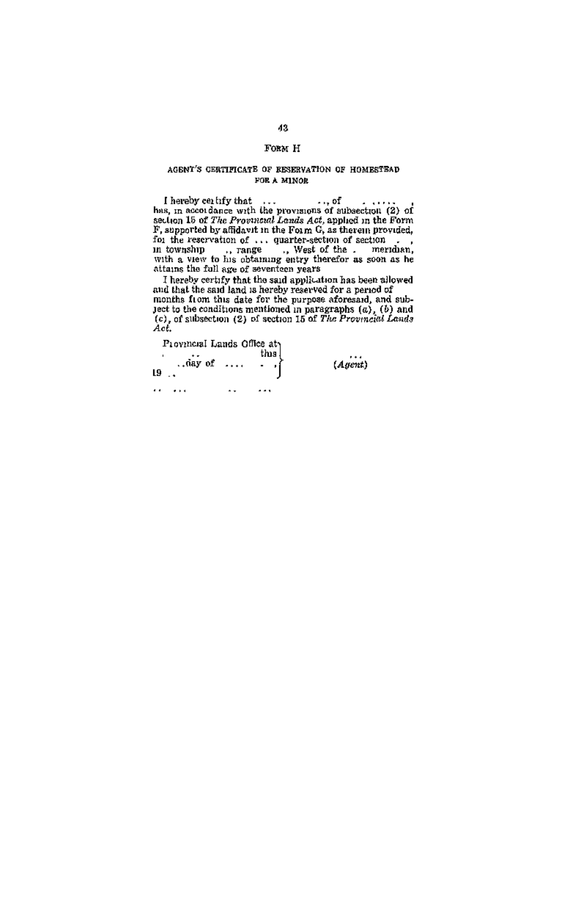# Form H

## AGENT'S CERTIFICATE OF RESERVATION OF HOMESTEAD FOR A MINOR

I hereby certify that ... ..., of ... , has, in accordance with the provisions of subsection (2) of section 15 of *The Provincial Lands Act*, applied in the Form F, supported by affidavit in the Form G, as therein provided, for the reservation of ... quarter-section of section . , in township ., range ., West of the . meridian, with a view to his obtaining entry therefor as soon as he attains the full age of seventeen years

I hereby certify that the said application has been allowed and that the said land is hereby reserved for a period of months from this date for the purpose aforesaid, and subject to the conditions mentioned in paragraphs (*a*), (*b*) and (*c*), of subsection (2) of section 15 of *The Provincial Lands Act*.

Provincial Lands Office at ..., this ..day of .... , 19 ..

... (*Agent*)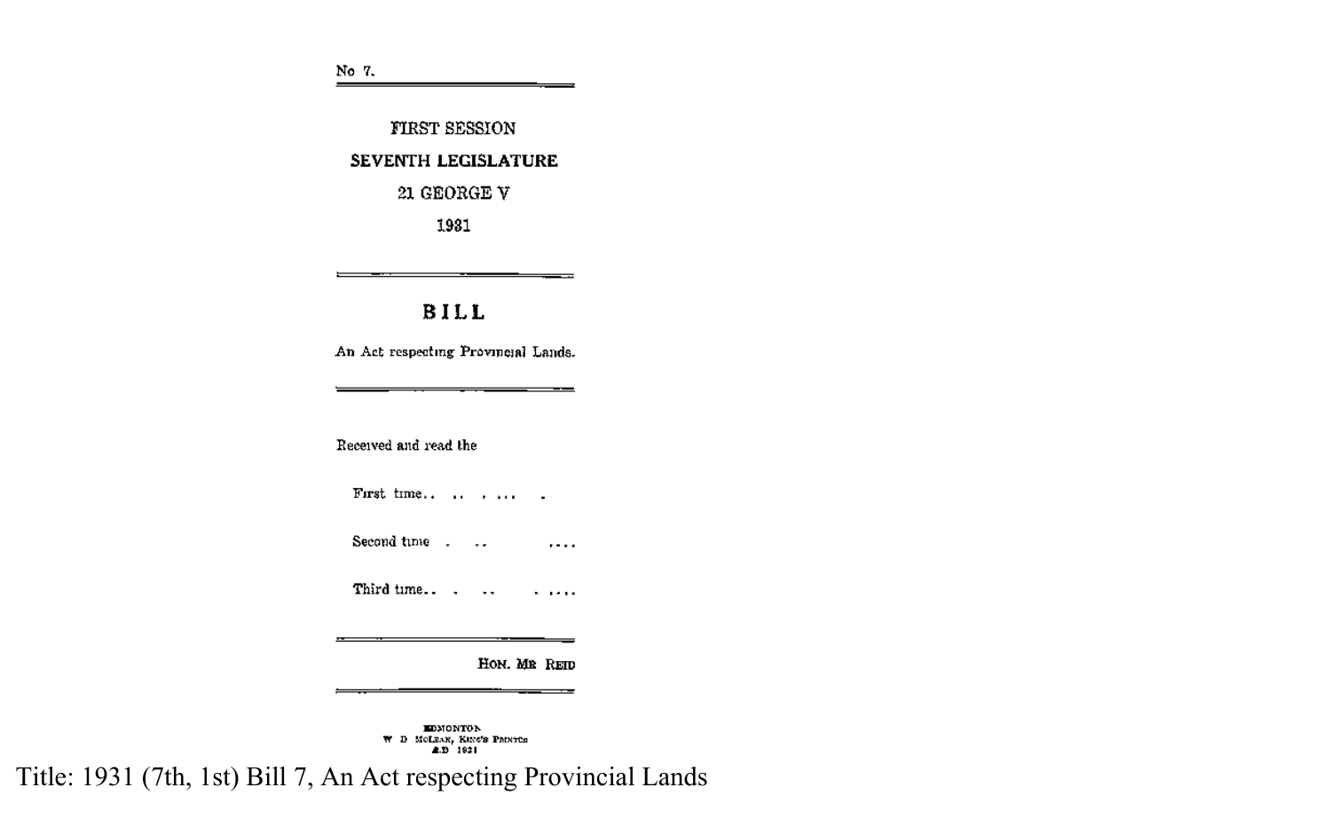No 7.

FIRST SESSION

SEVENTH LEGISLATURE

21 GEORGE V

1931

# BILL

An Act respecting Provincial Lands.

Received and read the

First time..

Second time

Third time..

HON. MR REID

EDMONTON
W D McLEAN, KING'S PRINTER
A.D 1931

Title: 1931 (7th, 1st) Bill 7, An Act respecting Provincial Lands